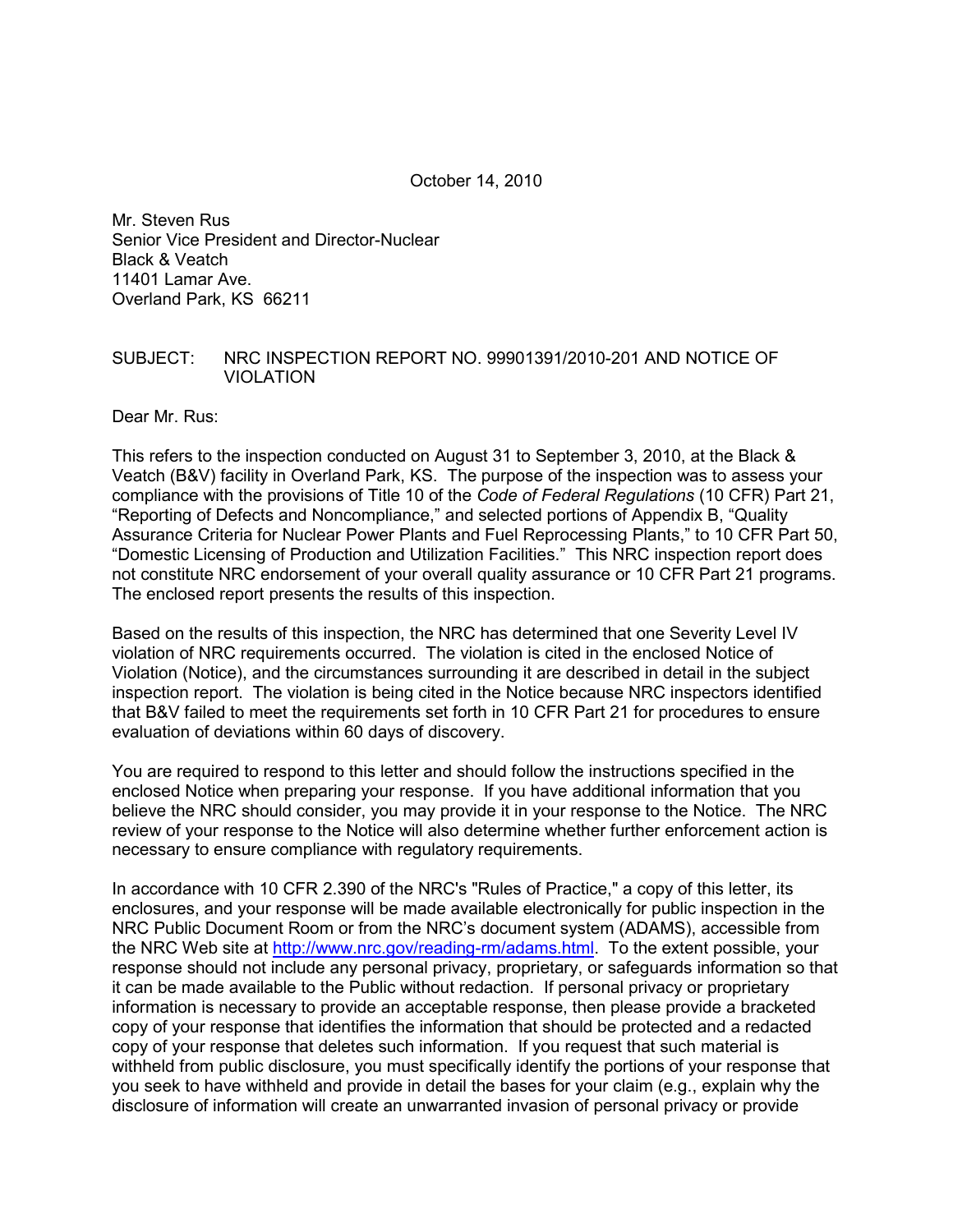October 14, 2010

Mr. Steven Rus
Senior Vice President and Director-Nuclear
Black & Veatch
11401 Lamar Ave.
Overland Park, KS 66211

SUBJECT: NRC INSPECTION REPORT NO. 99901391/2010-201 AND NOTICE OF VIOLATION

Dear Mr. Rus:

This refers to the inspection conducted on August 31 to September 3, 2010, at the Black & Veatch (B&V) facility in Overland Park, KS. The purpose of the inspection was to assess your compliance with the provisions of Title 10 of the *Code of Federal Regulations* (10 CFR) Part 21, "Reporting of Defects and Noncompliance," and selected portions of Appendix B, "Quality Assurance Criteria for Nuclear Power Plants and Fuel Reprocessing Plants," to 10 CFR Part 50, "Domestic Licensing of Production and Utilization Facilities." This NRC inspection report does not constitute NRC endorsement of your overall quality assurance or 10 CFR Part 21 programs. The enclosed report presents the results of this inspection.

Based on the results of this inspection, the NRC has determined that one Severity Level IV violation of NRC requirements occurred. The violation is cited in the enclosed Notice of Violation (Notice), and the circumstances surrounding it are described in detail in the subject inspection report. The violation is being cited in the Notice because NRC inspectors identified that B&V failed to meet the requirements set forth in 10 CFR Part 21 for procedures to ensure evaluation of deviations within 60 days of discovery.

You are required to respond to this letter and should follow the instructions specified in the enclosed Notice when preparing your response. If you have additional information that you believe the NRC should consider, you may provide it in your response to the Notice. The NRC review of your response to the Notice will also determine whether further enforcement action is necessary to ensure compliance with regulatory requirements.

In accordance with 10 CFR 2.390 of the NRC's "Rules of Practice," a copy of this letter, its enclosures, and your response will be made available electronically for public inspection in the NRC Public Document Room or from the NRC's document system (ADAMS), accessible from the NRC Web site at http://www.nrc.gov/reading-rm/adams.html. To the extent possible, your response should not include any personal privacy, proprietary, or safeguards information so that it can be made available to the Public without redaction. If personal privacy or proprietary information is necessary to provide an acceptable response, then please provide a bracketed copy of your response that identifies the information that should be protected and a redacted copy of your response that deletes such information. If you request that such material is withheld from public disclosure, you must specifically identify the portions of your response that you seek to have withheld and provide in detail the bases for your claim (e.g., explain why the disclosure of information will create an unwarranted invasion of personal privacy or provide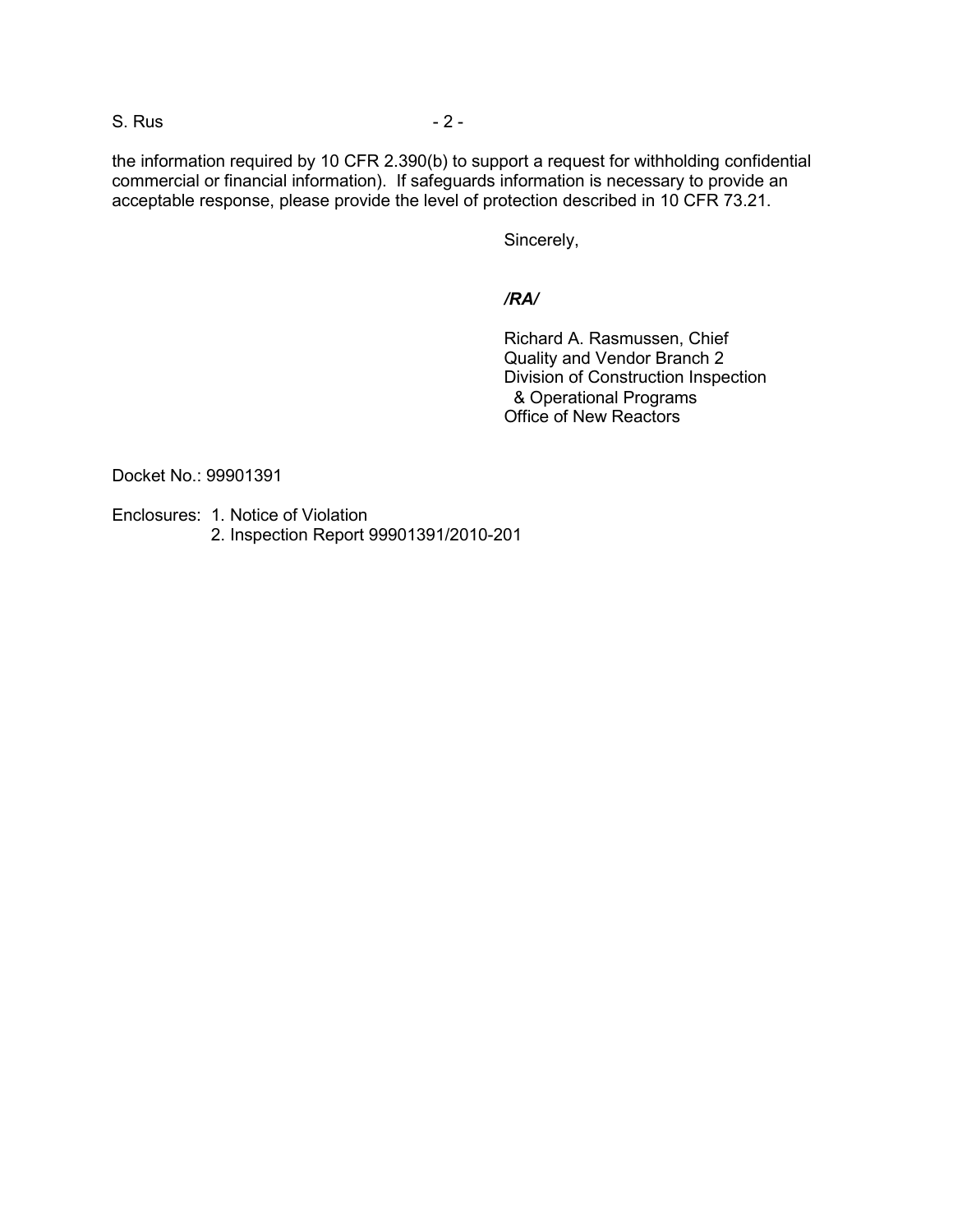the information required by 10 CFR 2.390(b) to support a request for withholding confidential commercial or financial information). If safeguards information is necessary to provide an acceptable response, please provide the level of protection described in 10 CFR 73.21.

Sincerely,

***/RA/***

Richard A. Rasmussen, Chief
Quality and Vendor Branch 2
Division of Construction Inspection
& Operational Programs
Office of New Reactors

Docket No.: 99901391

Enclosures:
1. Notice of Violation
2. Inspection Report 99901391/2010-201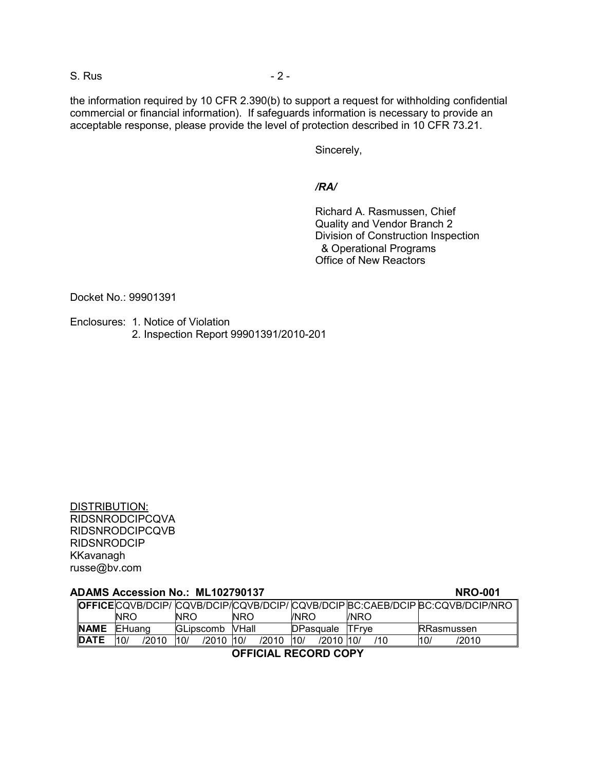the information required by 10 CFR 2.390(b) to support a request for withholding confidential commercial or financial information). If safeguards information is necessary to provide an acceptable response, please provide the level of protection described in 10 CFR 73.21.

Sincerely,

*/RA/*

Richard A. Rasmussen, Chief
Quality and Vendor Branch 2
Division of Construction Inspection
& Operational Programs
Office of New Reactors

Docket No.: 99901391

Enclosures: 1. Notice of Violation
2. Inspection Report 99901391/2010-201

DISTRIBUTION:
RIDSNRODCIPCQVA
RIDSNRODCIPCQVB
RIDSNRODCIP
KKavanagh
russe@bv.com

**ADAMS Accession No.: ML102790137** **NRO-001**

| **OFFICE** | CQVB/DCIP/ NRO | CQVB/DCIP/ NRO | CQVB/DCIP/ NRO | CQVB/DCIP /NRO | BC:CAEB/DCIP /NRO | BC:CQVB/DCIP/NRO |
|---|---|---|---|---|---|---|
| **NAME** | EHuang | GLipscomb | VHall | DPasquale | TFrye | RRasmussen |
| **DATE** | 10/ /2010 | 10/ /2010 | 10/ /2010 | 10/ /2010 | 10/ /10 | 10/ /2010 |

**OFFICIAL RECORD COPY**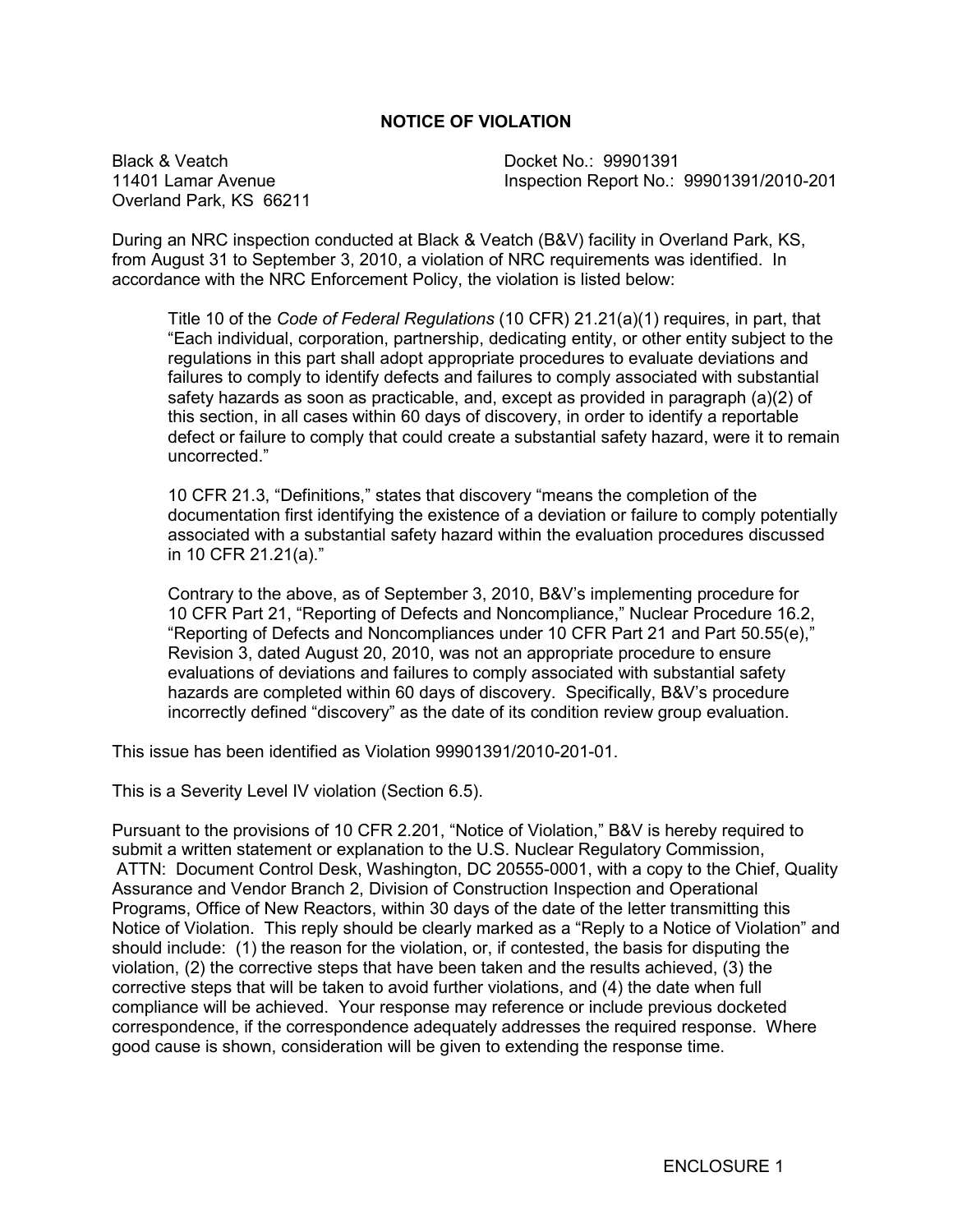# NOTICE OF VIOLATION

Black & Veatch
11401 Lamar Avenue
Overland Park, KS 66211

Docket No.: 99901391
Inspection Report No.: 99901391/2010-201

During an NRC inspection conducted at Black & Veatch (B&V) facility in Overland Park, KS, from August 31 to September 3, 2010, a violation of NRC requirements was identified. In accordance with the NRC Enforcement Policy, the violation is listed below:

> Title 10 of the *Code of Federal Regulations* (10 CFR) 21.21(a)(1) requires, in part, that "Each individual, corporation, partnership, dedicating entity, or other entity subject to the regulations in this part shall adopt appropriate procedures to evaluate deviations and failures to comply to identify defects and failures to comply associated with substantial safety hazards as soon as practicable, and, except as provided in paragraph (a)(2) of this section, in all cases within 60 days of discovery, in order to identify a reportable defect or failure to comply that could create a substantial safety hazard, were it to remain uncorrected."
>
> 10 CFR 21.3, "Definitions," states that discovery "means the completion of the documentation first identifying the existence of a deviation or failure to comply potentially associated with a substantial safety hazard within the evaluation procedures discussed in 10 CFR 21.21(a)."
>
> Contrary to the above, as of September 3, 2010, B&V's implementing procedure for 10 CFR Part 21, "Reporting of Defects and Noncompliance," Nuclear Procedure 16.2, "Reporting of Defects and Noncompliances under 10 CFR Part 21 and Part 50.55(e)," Revision 3, dated August 20, 2010, was not an appropriate procedure to ensure evaluations of deviations and failures to comply associated with substantial safety hazards are completed within 60 days of discovery. Specifically, B&V's procedure incorrectly defined "discovery" as the date of its condition review group evaluation.

This issue has been identified as Violation 99901391/2010-201-01.

This is a Severity Level IV violation (Section 6.5).

Pursuant to the provisions of 10 CFR 2.201, "Notice of Violation," B&V is hereby required to submit a written statement or explanation to the U.S. Nuclear Regulatory Commission, ATTN: Document Control Desk, Washington, DC 20555-0001, with a copy to the Chief, Quality Assurance and Vendor Branch 2, Division of Construction Inspection and Operational Programs, Office of New Reactors, within 30 days of the date of the letter transmitting this Notice of Violation. This reply should be clearly marked as a "Reply to a Notice of Violation" and should include: (1) the reason for the violation, or, if contested, the basis for disputing the violation, (2) the corrective steps that have been taken and the results achieved, (3) the corrective steps that will be taken to avoid further violations, and (4) the date when full compliance will be achieved. Your response may reference or include previous docketed correspondence, if the correspondence adequately addresses the required response. Where good cause is shown, consideration will be given to extending the response time.

ENCLOSURE 1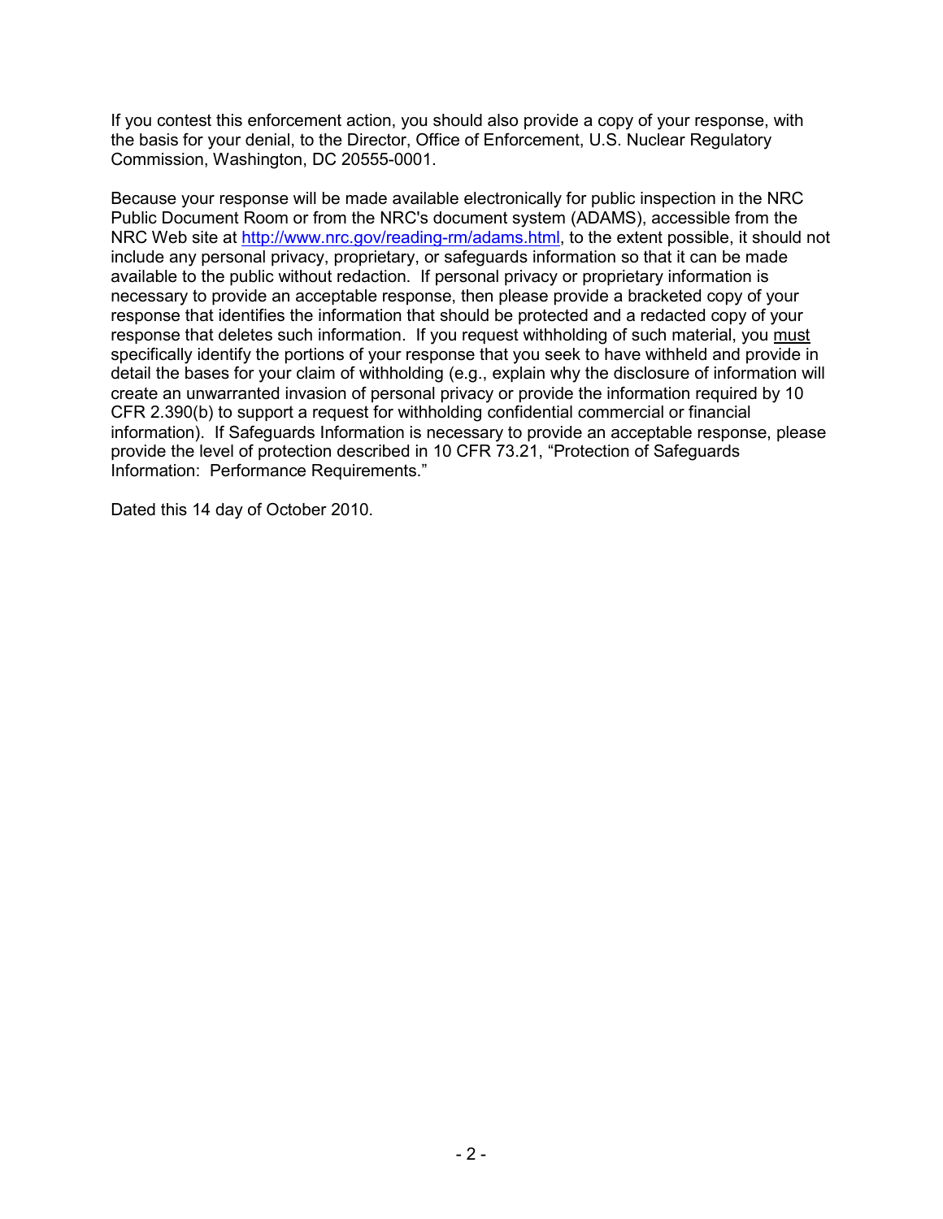If you contest this enforcement action, you should also provide a copy of your response, with the basis for your denial, to the Director, Office of Enforcement, U.S. Nuclear Regulatory Commission, Washington, DC 20555-0001.

Because your response will be made available electronically for public inspection in the NRC Public Document Room or from the NRC's document system (ADAMS), accessible from the NRC Web site at http://www.nrc.gov/reading-rm/adams.html, to the extent possible, it should not include any personal privacy, proprietary, or safeguards information so that it can be made available to the public without redaction. If personal privacy or proprietary information is necessary to provide an acceptable response, then please provide a bracketed copy of your response that identifies the information that should be protected and a redacted copy of your response that deletes such information. If you request withholding of such material, you must specifically identify the portions of your response that you seek to have withheld and provide in detail the bases for your claim of withholding (e.g., explain why the disclosure of information will create an unwarranted invasion of personal privacy or provide the information required by 10 CFR 2.390(b) to support a request for withholding confidential commercial or financial information). If Safeguards Information is necessary to provide an acceptable response, please provide the level of protection described in 10 CFR 73.21, "Protection of Safeguards Information: Performance Requirements."

Dated this 14 day of October 2010.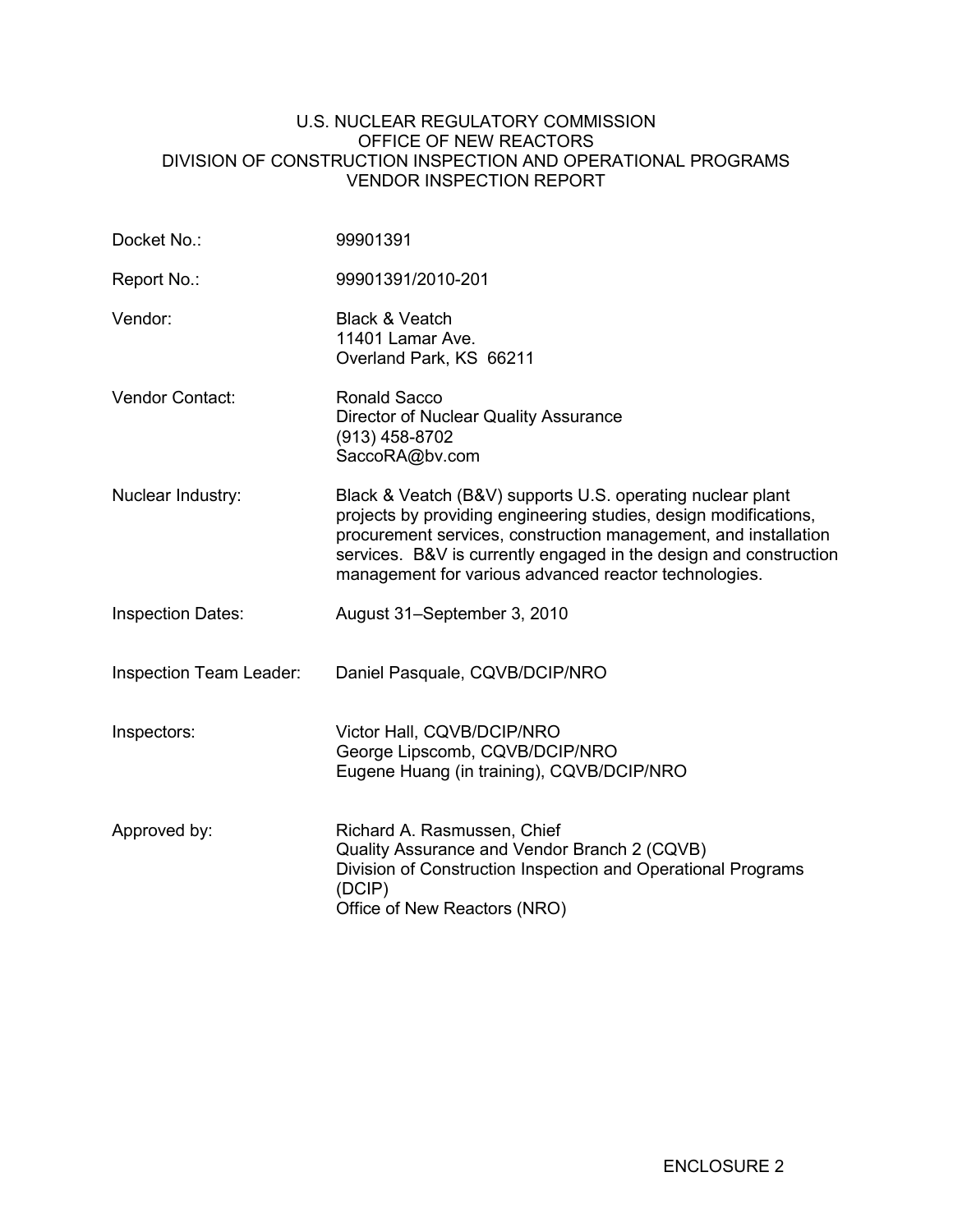U.S. NUCLEAR REGULATORY COMMISSION
OFFICE OF NEW REACTORS
DIVISION OF CONSTRUCTION INSPECTION AND OPERATIONAL PROGRAMS
VENDOR INSPECTION REPORT

| | |
|---|---|
| Docket No.: | 99901391 |
| Report No.: | 99901391/2010-201 |
| Vendor: | Black & Veatch<br>11401 Lamar Ave.<br>Overland Park, KS 66211 |
| Vendor Contact: | Ronald Sacco<br>Director of Nuclear Quality Assurance<br>(913) 458-8702<br>SaccoRA@bv.com |
| Nuclear Industry: | Black & Veatch (B&V) supports U.S. operating nuclear plant projects by providing engineering studies, design modifications, procurement services, construction management, and installation services. B&V is currently engaged in the design and construction management for various advanced reactor technologies. |
| Inspection Dates: | August 31–September 3, 2010 |
| Inspection Team Leader: | Daniel Pasquale, CQVB/DCIP/NRO |
| Inspectors: | Victor Hall, CQVB/DCIP/NRO<br>George Lipscomb, CQVB/DCIP/NRO<br>Eugene Huang (in training), CQVB/DCIP/NRO |
| Approved by: | Richard A. Rasmussen, Chief<br>Quality Assurance and Vendor Branch 2 (CQVB)<br>Division of Construction Inspection and Operational Programs (DCIP)<br>Office of New Reactors (NRO) |

ENCLOSURE 2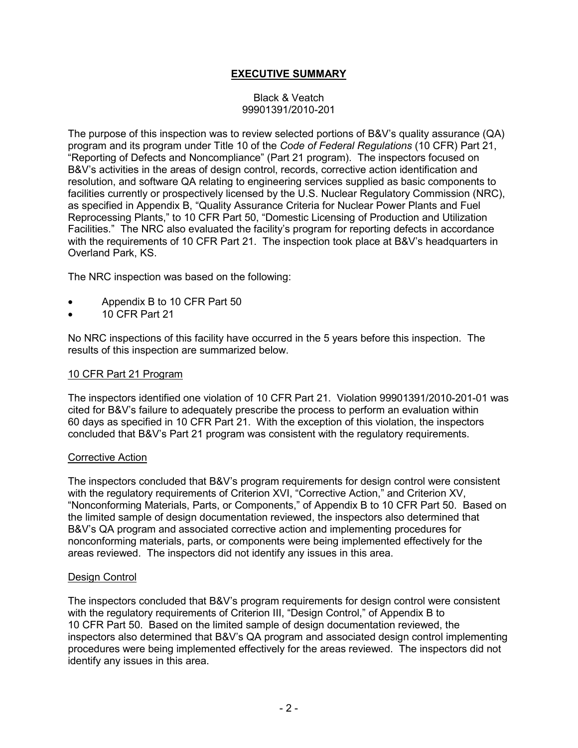# EXECUTIVE SUMMARY

Black & Veatch
99901391/2010-201

The purpose of this inspection was to review selected portions of B&V's quality assurance (QA) program and its program under Title 10 of the *Code of Federal Regulations* (10 CFR) Part 21, "Reporting of Defects and Noncompliance" (Part 21 program). The inspectors focused on B&V's activities in the areas of design control, records, corrective action identification and resolution, and software QA relating to engineering services supplied as basic components to facilities currently or prospectively licensed by the U.S. Nuclear Regulatory Commission (NRC), as specified in Appendix B, "Quality Assurance Criteria for Nuclear Power Plants and Fuel Reprocessing Plants," to 10 CFR Part 50, "Domestic Licensing of Production and Utilization Facilities." The NRC also evaluated the facility's program for reporting defects in accordance with the requirements of 10 CFR Part 21. The inspection took place at B&V's headquarters in Overland Park, KS.

The NRC inspection was based on the following:

- Appendix B to 10 CFR Part 50
- 10 CFR Part 21

No NRC inspections of this facility have occurred in the 5 years before this inspection. The results of this inspection are summarized below.

## 10 CFR Part 21 Program

The inspectors identified one violation of 10 CFR Part 21. Violation 99901391/2010-201-01 was cited for B&V's failure to adequately prescribe the process to perform an evaluation within 60 days as specified in 10 CFR Part 21. With the exception of this violation, the inspectors concluded that B&V's Part 21 program was consistent with the regulatory requirements.

## Corrective Action

The inspectors concluded that B&V's program requirements for design control were consistent with the regulatory requirements of Criterion XVI, "Corrective Action," and Criterion XV, "Nonconforming Materials, Parts, or Components," of Appendix B to 10 CFR Part 50. Based on the limited sample of design documentation reviewed, the inspectors also determined that B&V's QA program and associated corrective action and implementing procedures for nonconforming materials, parts, or components were being implemented effectively for the areas reviewed. The inspectors did not identify any issues in this area.

## Design Control

The inspectors concluded that B&V's program requirements for design control were consistent with the regulatory requirements of Criterion III, "Design Control," of Appendix B to 10 CFR Part 50. Based on the limited sample of design documentation reviewed, the inspectors also determined that B&V's QA program and associated design control implementing procedures were being implemented effectively for the areas reviewed. The inspectors did not identify any issues in this area.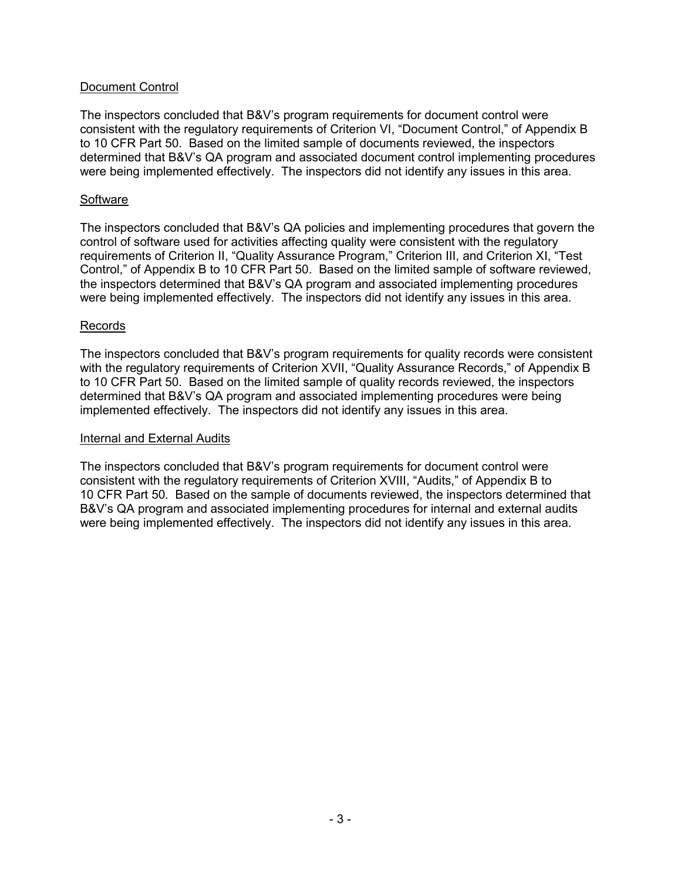Document Control

The inspectors concluded that B&V's program requirements for document control were consistent with the regulatory requirements of Criterion VI, "Document Control," of Appendix B to 10 CFR Part 50. Based on the limited sample of documents reviewed, the inspectors determined that B&V's QA program and associated document control implementing procedures were being implemented effectively. The inspectors did not identify any issues in this area.

Software

The inspectors concluded that B&V's QA policies and implementing procedures that govern the control of software used for activities affecting quality were consistent with the regulatory requirements of Criterion II, "Quality Assurance Program," Criterion III, and Criterion XI, "Test Control," of Appendix B to 10 CFR Part 50. Based on the limited sample of software reviewed, the inspectors determined that B&V's QA program and associated implementing procedures were being implemented effectively. The inspectors did not identify any issues in this area.

Records

The inspectors concluded that B&V's program requirements for quality records were consistent with the regulatory requirements of Criterion XVII, "Quality Assurance Records," of Appendix B to 10 CFR Part 50. Based on the limited sample of quality records reviewed, the inspectors determined that B&V's QA program and associated implementing procedures were being implemented effectively. The inspectors did not identify any issues in this area.

Internal and External Audits

The inspectors concluded that B&V's program requirements for document control were consistent with the regulatory requirements of Criterion XVIII, "Audits," of Appendix B to 10 CFR Part 50. Based on the sample of documents reviewed, the inspectors determined that B&V's QA program and associated implementing procedures for internal and external audits were being implemented effectively. The inspectors did not identify any issues in this area.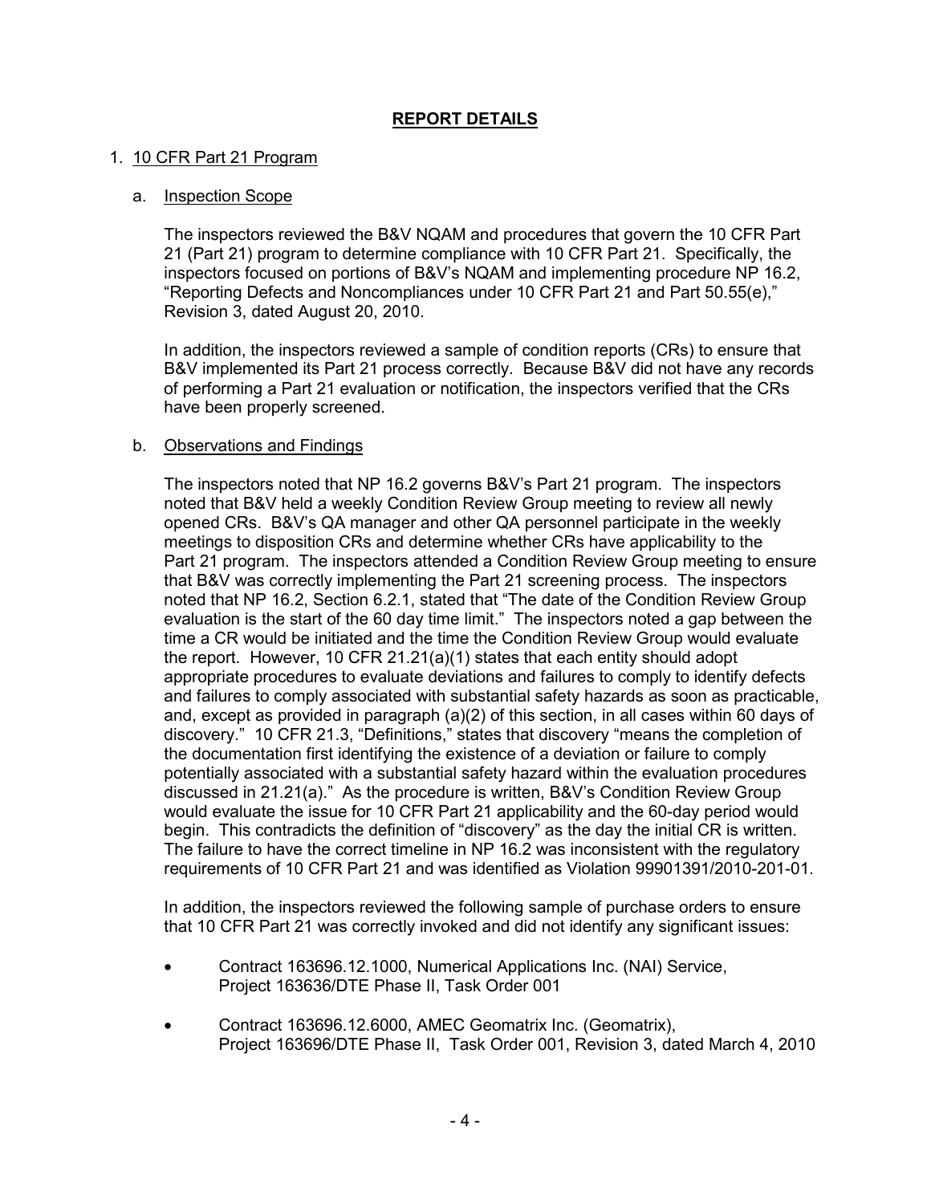## REPORT DETAILS

1. 10 CFR Part 21 Program

   a. Inspection Scope

   The inspectors reviewed the B&V NQAM and procedures that govern the 10 CFR Part 21 (Part 21) program to determine compliance with 10 CFR Part 21. Specifically, the inspectors focused on portions of B&V's NQAM and implementing procedure NP 16.2, "Reporting Defects and Noncompliances under 10 CFR Part 21 and Part 50.55(e)," Revision 3, dated August 20, 2010.

   In addition, the inspectors reviewed a sample of condition reports (CRs) to ensure that B&V implemented its Part 21 process correctly. Because B&V did not have any records of performing a Part 21 evaluation or notification, the inspectors verified that the CRs have been properly screened.

   b. Observations and Findings

   The inspectors noted that NP 16.2 governs B&V's Part 21 program. The inspectors noted that B&V held a weekly Condition Review Group meeting to review all newly opened CRs. B&V's QA manager and other QA personnel participate in the weekly meetings to disposition CRs and determine whether CRs have applicability to the Part 21 program. The inspectors attended a Condition Review Group meeting to ensure that B&V was correctly implementing the Part 21 screening process. The inspectors noted that NP 16.2, Section 6.2.1, stated that "The date of the Condition Review Group evaluation is the start of the 60 day time limit." The inspectors noted a gap between the time a CR would be initiated and the time the Condition Review Group would evaluate the report. However, 10 CFR 21.21(a)(1) states that each entity should adopt appropriate procedures to evaluate deviations and failures to comply to identify defects and failures to comply associated with substantial safety hazards as soon as practicable, and, except as provided in paragraph (a)(2) of this section, in all cases within 60 days of discovery." 10 CFR 21.3, "Definitions," states that discovery "means the completion of the documentation first identifying the existence of a deviation or failure to comply potentially associated with a substantial safety hazard within the evaluation procedures discussed in 21.21(a)." As the procedure is written, B&V's Condition Review Group would evaluate the issue for 10 CFR Part 21 applicability and the 60-day period would begin. This contradicts the definition of "discovery" as the day the initial CR is written. The failure to have the correct timeline in NP 16.2 was inconsistent with the regulatory requirements of 10 CFR Part 21 and was identified as Violation 99901391/2010-201-01.

   In addition, the inspectors reviewed the following sample of purchase orders to ensure that 10 CFR Part 21 was correctly invoked and did not identify any significant issues:

   - Contract 163696.12.1000, Numerical Applications Inc. (NAI) Service, Project 163636/DTE Phase II, Task Order 001
   - Contract 163696.12.6000, AMEC Geomatrix Inc. (Geomatrix), Project 163696/DTE Phase II, Task Order 001, Revision 3, dated March 4, 2010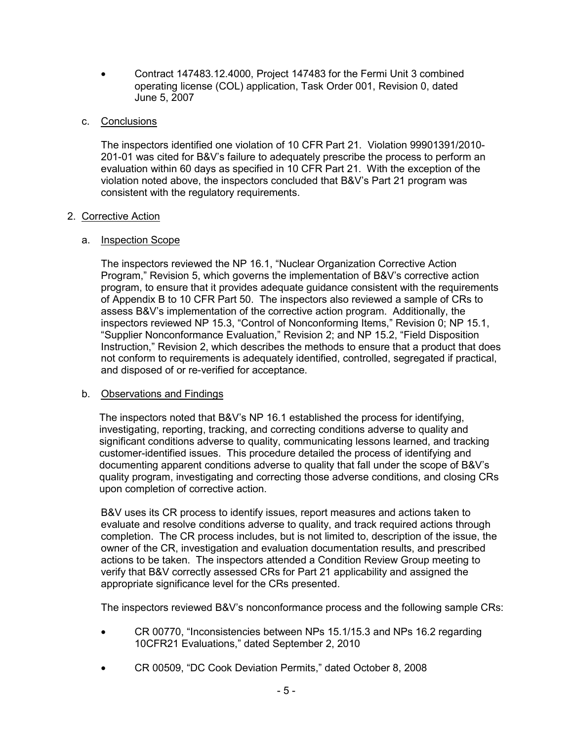- Contract 147483.12.4000, Project 147483 for the Fermi Unit 3 combined operating license (COL) application, Task Order 001, Revision 0, dated June 5, 2007

c. Conclusions

The inspectors identified one violation of 10 CFR Part 21. Violation 99901391/2010-201-01 was cited for B&V's failure to adequately prescribe the process to perform an evaluation within 60 days as specified in 10 CFR Part 21. With the exception of the violation noted above, the inspectors concluded that B&V's Part 21 program was consistent with the regulatory requirements.

2. Corrective Action

a. Inspection Scope

The inspectors reviewed the NP 16.1, "Nuclear Organization Corrective Action Program," Revision 5, which governs the implementation of B&V's corrective action program, to ensure that it provides adequate guidance consistent with the requirements of Appendix B to 10 CFR Part 50. The inspectors also reviewed a sample of CRs to assess B&V's implementation of the corrective action program. Additionally, the inspectors reviewed NP 15.3, "Control of Nonconforming Items," Revision 0; NP 15.1, "Supplier Nonconformance Evaluation," Revision 2; and NP 15.2, "Field Disposition Instruction," Revision 2, which describes the methods to ensure that a product that does not conform to requirements is adequately identified, controlled, segregated if practical, and disposed of or re-verified for acceptance.

b. Observations and Findings

The inspectors noted that B&V's NP 16.1 established the process for identifying, investigating, reporting, tracking, and correcting conditions adverse to quality and significant conditions adverse to quality, communicating lessons learned, and tracking customer-identified issues. This procedure detailed the process of identifying and documenting apparent conditions adverse to quality that fall under the scope of B&V's quality program, investigating and correcting those adverse conditions, and closing CRs upon completion of corrective action.

B&V uses its CR process to identify issues, report measures and actions taken to evaluate and resolve conditions adverse to quality, and track required actions through completion. The CR process includes, but is not limited to, description of the issue, the owner of the CR, investigation and evaluation documentation results, and prescribed actions to be taken. The inspectors attended a Condition Review Group meeting to verify that B&V correctly assessed CRs for Part 21 applicability and assigned the appropriate significance level for the CRs presented.

The inspectors reviewed B&V's nonconformance process and the following sample CRs:

- CR 00770, "Inconsistencies between NPs 15.1/15.3 and NPs 16.2 regarding 10CFR21 Evaluations," dated September 2, 2010
- CR 00509, "DC Cook Deviation Permits," dated October 8, 2008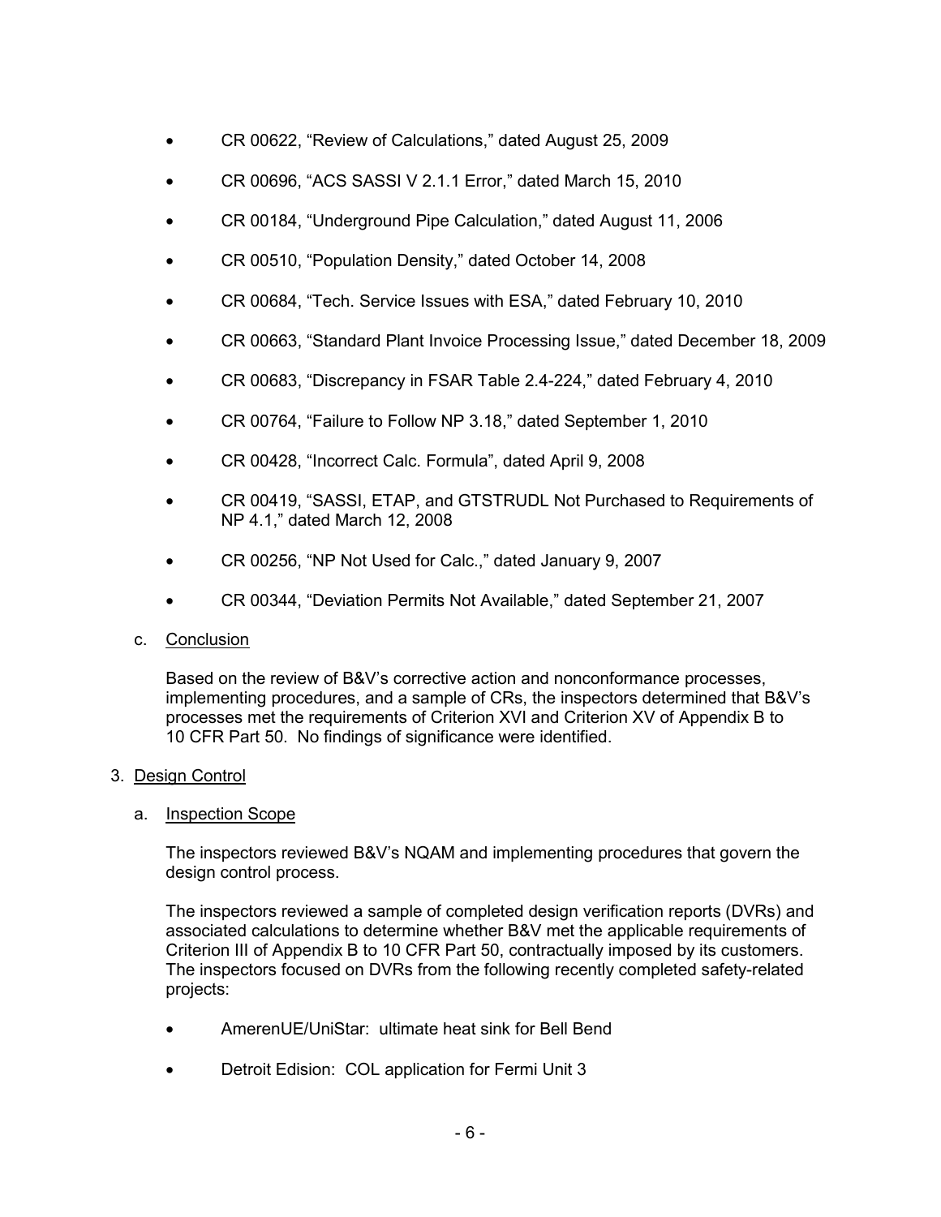- CR 00622, "Review of Calculations," dated August 25, 2009
- CR 00696, "ACS SASSI V 2.1.1 Error," dated March 15, 2010
- CR 00184, "Underground Pipe Calculation," dated August 11, 2006
- CR 00510, "Population Density," dated October 14, 2008
- CR 00684, "Tech. Service Issues with ESA," dated February 10, 2010
- CR 00663, "Standard Plant Invoice Processing Issue," dated December 18, 2009
- CR 00683, "Discrepancy in FSAR Table 2.4-224," dated February 4, 2010
- CR 00764, "Failure to Follow NP 3.18," dated September 1, 2010
- CR 00428, "Incorrect Calc. Formula", dated April 9, 2008
- CR 00419, "SASSI, ETAP, and GTSTRUDL Not Purchased to Requirements of NP 4.1," dated March 12, 2008
- CR 00256, "NP Not Used for Calc.," dated January 9, 2007
- CR 00344, "Deviation Permits Not Available," dated September 21, 2007

c. Conclusion

Based on the review of B&V's corrective action and nonconformance processes, implementing procedures, and a sample of CRs, the inspectors determined that B&V's processes met the requirements of Criterion XVI and Criterion XV of Appendix B to 10 CFR Part 50. No findings of significance were identified.

## 3. Design Control

a. Inspection Scope

The inspectors reviewed B&V's NQAM and implementing procedures that govern the design control process.

The inspectors reviewed a sample of completed design verification reports (DVRs) and associated calculations to determine whether B&V met the applicable requirements of Criterion III of Appendix B to 10 CFR Part 50, contractually imposed by its customers. The inspectors focused on DVRs from the following recently completed safety-related projects:

- AmerenUE/UniStar: ultimate heat sink for Bell Bend
- Detroit Edision: COL application for Fermi Unit 3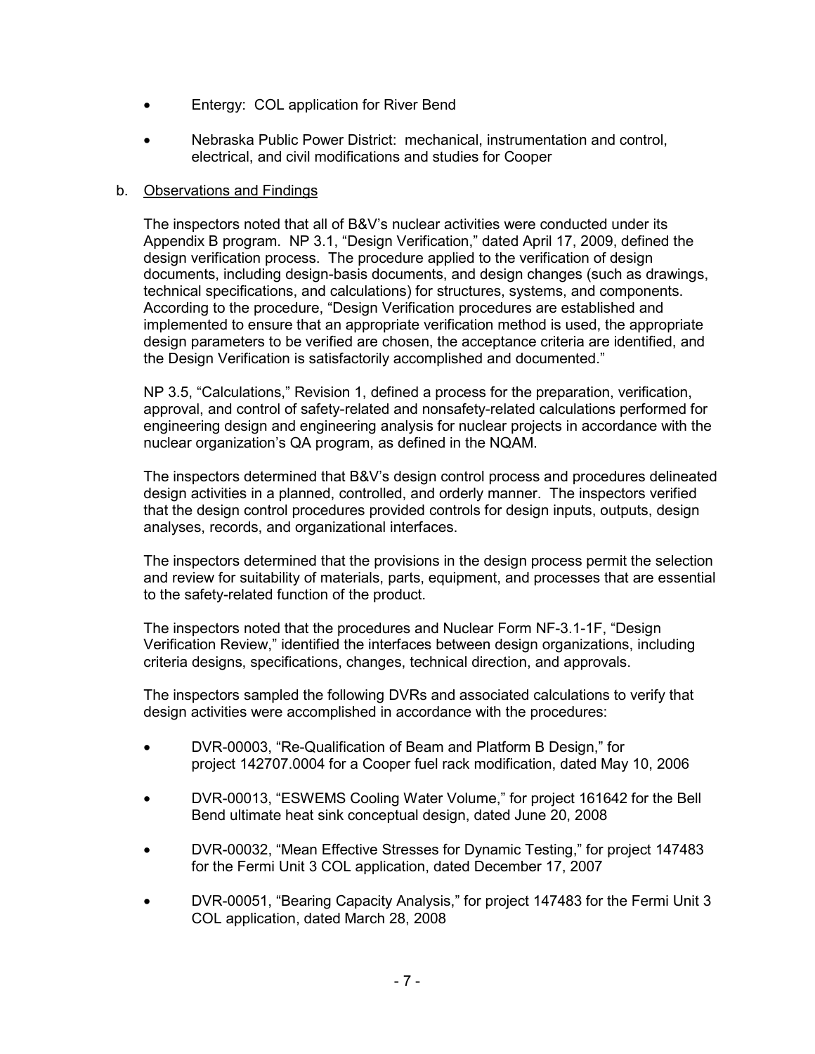- Entergy: COL application for River Bend
- Nebraska Public Power District: mechanical, instrumentation and control, electrical, and civil modifications and studies for Cooper

b. Observations and Findings

The inspectors noted that all of B&V's nuclear activities were conducted under its Appendix B program. NP 3.1, "Design Verification," dated April 17, 2009, defined the design verification process. The procedure applied to the verification of design documents, including design-basis documents, and design changes (such as drawings, technical specifications, and calculations) for structures, systems, and components. According to the procedure, "Design Verification procedures are established and implemented to ensure that an appropriate verification method is used, the appropriate design parameters to be verified are chosen, the acceptance criteria are identified, and the Design Verification is satisfactorily accomplished and documented."

NP 3.5, "Calculations," Revision 1, defined a process for the preparation, verification, approval, and control of safety-related and nonsafety-related calculations performed for engineering design and engineering analysis for nuclear projects in accordance with the nuclear organization's QA program, as defined in the NQAM.

The inspectors determined that B&V's design control process and procedures delineated design activities in a planned, controlled, and orderly manner. The inspectors verified that the design control procedures provided controls for design inputs, outputs, design analyses, records, and organizational interfaces.

The inspectors determined that the provisions in the design process permit the selection and review for suitability of materials, parts, equipment, and processes that are essential to the safety-related function of the product.

The inspectors noted that the procedures and Nuclear Form NF-3.1-1F, "Design Verification Review," identified the interfaces between design organizations, including criteria designs, specifications, changes, technical direction, and approvals.

The inspectors sampled the following DVRs and associated calculations to verify that design activities were accomplished in accordance with the procedures:

- DVR-00003, "Re-Qualification of Beam and Platform B Design," for project 142707.0004 for a Cooper fuel rack modification, dated May 10, 2006
- DVR-00013, "ESWEMS Cooling Water Volume," for project 161642 for the Bell Bend ultimate heat sink conceptual design, dated June 20, 2008
- DVR-00032, "Mean Effective Stresses for Dynamic Testing," for project 147483 for the Fermi Unit 3 COL application, dated December 17, 2007
- DVR-00051, "Bearing Capacity Analysis," for project 147483 for the Fermi Unit 3 COL application, dated March 28, 2008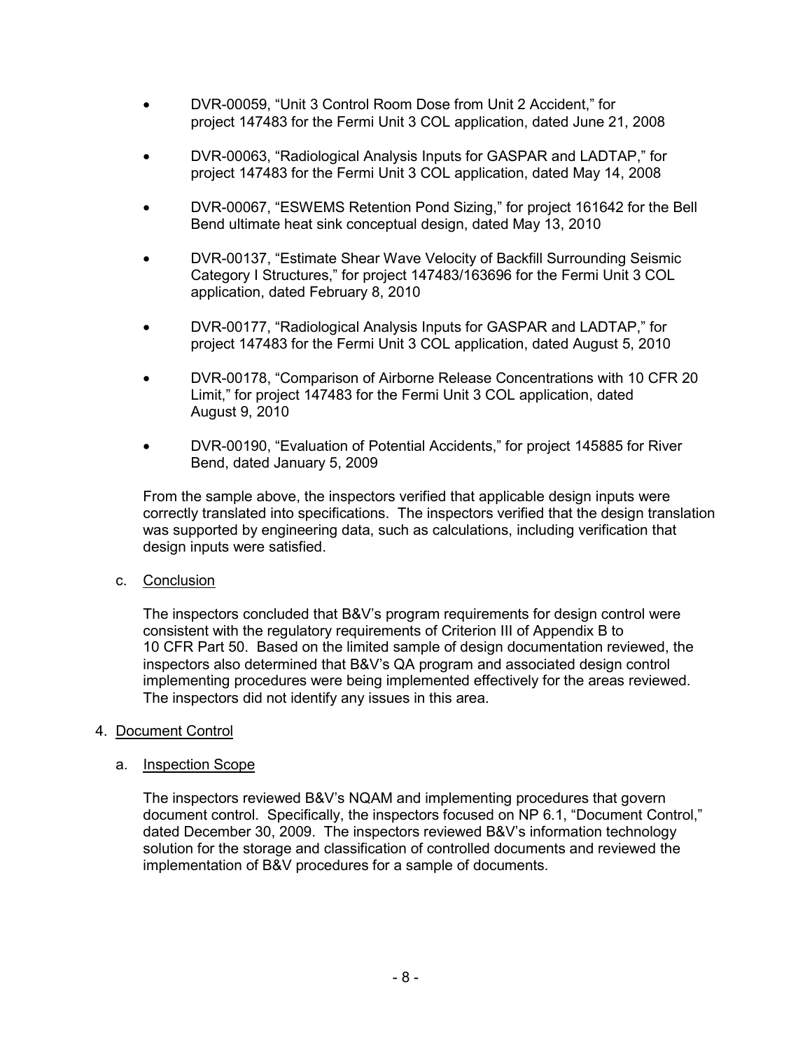- DVR-00059, "Unit 3 Control Room Dose from Unit 2 Accident," for project 147483 for the Fermi Unit 3 COL application, dated June 21, 2008

- DVR-00063, "Radiological Analysis Inputs for GASPAR and LADTAP," for project 147483 for the Fermi Unit 3 COL application, dated May 14, 2008

- DVR-00067, "ESWEMS Retention Pond Sizing," for project 161642 for the Bell Bend ultimate heat sink conceptual design, dated May 13, 2010

- DVR-00137, "Estimate Shear Wave Velocity of Backfill Surrounding Seismic Category I Structures," for project 147483/163696 for the Fermi Unit 3 COL application, dated February 8, 2010

- DVR-00177, "Radiological Analysis Inputs for GASPAR and LADTAP," for project 147483 for the Fermi Unit 3 COL application, dated August 5, 2010

- DVR-00178, "Comparison of Airborne Release Concentrations with 10 CFR 20 Limit," for project 147483 for the Fermi Unit 3 COL application, dated August 9, 2010

- DVR-00190, "Evaluation of Potential Accidents," for project 145885 for River Bend, dated January 5, 2009

From the sample above, the inspectors verified that applicable design inputs were correctly translated into specifications. The inspectors verified that the design translation was supported by engineering data, such as calculations, including verification that design inputs were satisfied.

c. Conclusion

The inspectors concluded that B&V's program requirements for design control were consistent with the regulatory requirements of Criterion III of Appendix B to 10 CFR Part 50. Based on the limited sample of design documentation reviewed, the inspectors also determined that B&V's QA program and associated design control implementing procedures were being implemented effectively for the areas reviewed. The inspectors did not identify any issues in this area.

4. Document Control

a. Inspection Scope

The inspectors reviewed B&V's NQAM and implementing procedures that govern document control. Specifically, the inspectors focused on NP 6.1, "Document Control," dated December 30, 2009. The inspectors reviewed B&V's information technology solution for the storage and classification of controlled documents and reviewed the implementation of B&V procedures for a sample of documents.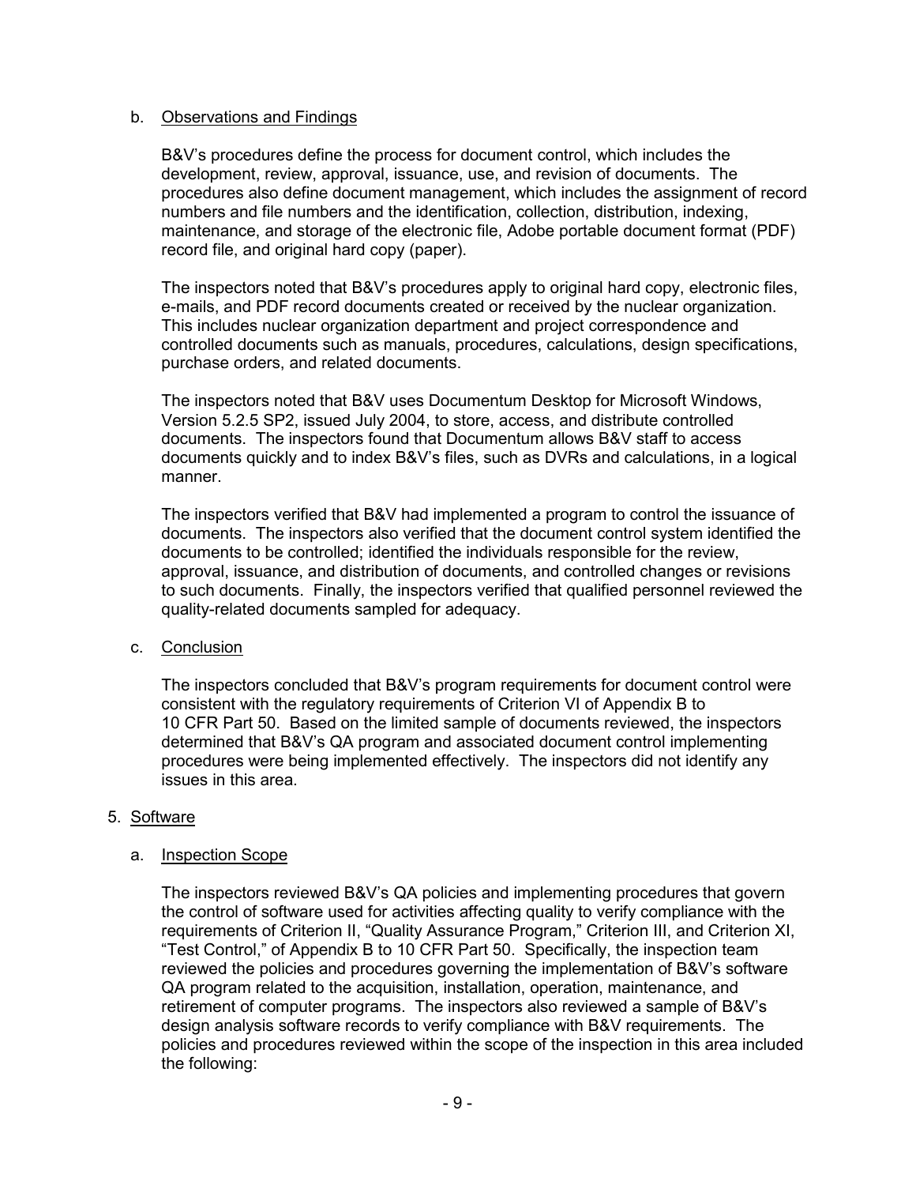b. Observations and Findings

B&V's procedures define the process for document control, which includes the development, review, approval, issuance, use, and revision of documents. The procedures also define document management, which includes the assignment of record numbers and file numbers and the identification, collection, distribution, indexing, maintenance, and storage of the electronic file, Adobe portable document format (PDF) record file, and original hard copy (paper).

The inspectors noted that B&V's procedures apply to original hard copy, electronic files, e-mails, and PDF record documents created or received by the nuclear organization. This includes nuclear organization department and project correspondence and controlled documents such as manuals, procedures, calculations, design specifications, purchase orders, and related documents.

The inspectors noted that B&V uses Documentum Desktop for Microsoft Windows, Version 5.2.5 SP2, issued July 2004, to store, access, and distribute controlled documents. The inspectors found that Documentum allows B&V staff to access documents quickly and to index B&V's files, such as DVRs and calculations, in a logical manner.

The inspectors verified that B&V had implemented a program to control the issuance of documents. The inspectors also verified that the document control system identified the documents to be controlled; identified the individuals responsible for the review, approval, issuance, and distribution of documents, and controlled changes or revisions to such documents. Finally, the inspectors verified that qualified personnel reviewed the quality-related documents sampled for adequacy.

c. Conclusion

The inspectors concluded that B&V's program requirements for document control were consistent with the regulatory requirements of Criterion VI of Appendix B to 10 CFR Part 50. Based on the limited sample of documents reviewed, the inspectors determined that B&V's QA program and associated document control implementing procedures were being implemented effectively. The inspectors did not identify any issues in this area.

5. Software

a. Inspection Scope

The inspectors reviewed B&V's QA policies and implementing procedures that govern the control of software used for activities affecting quality to verify compliance with the requirements of Criterion II, "Quality Assurance Program," Criterion III, and Criterion XI, "Test Control," of Appendix B to 10 CFR Part 50. Specifically, the inspection team reviewed the policies and procedures governing the implementation of B&V's software QA program related to the acquisition, installation, operation, maintenance, and retirement of computer programs. The inspectors also reviewed a sample of B&V's design analysis software records to verify compliance with B&V requirements. The policies and procedures reviewed within the scope of the inspection in this area included the following: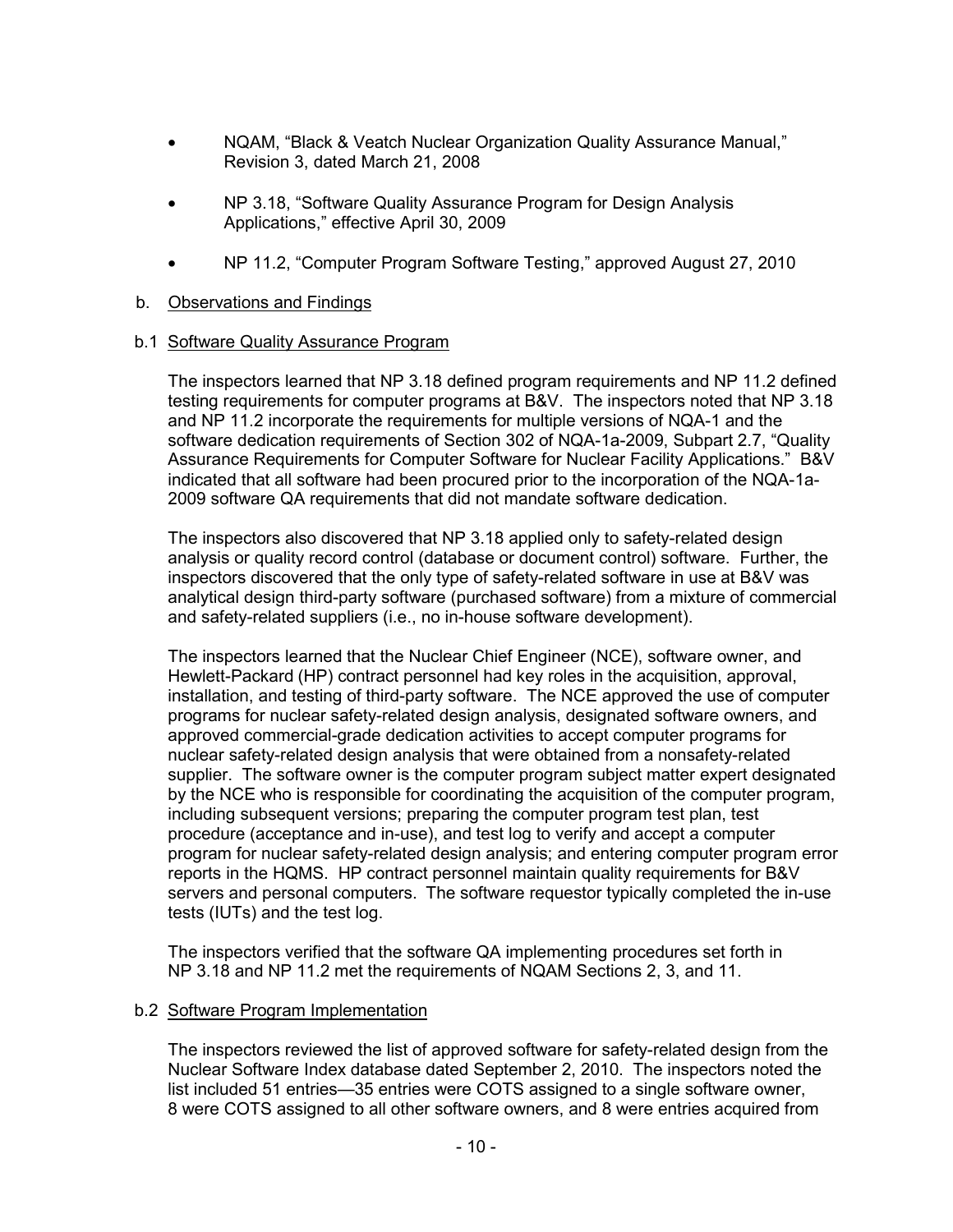- NQAM, "Black & Veatch Nuclear Organization Quality Assurance Manual," Revision 3, dated March 21, 2008

- NP 3.18, "Software Quality Assurance Program for Design Analysis Applications," effective April 30, 2009

- NP 11.2, "Computer Program Software Testing," approved August 27, 2010

b. Observations and Findings

b.1 Software Quality Assurance Program

The inspectors learned that NP 3.18 defined program requirements and NP 11.2 defined testing requirements for computer programs at B&V. The inspectors noted that NP 3.18 and NP 11.2 incorporate the requirements for multiple versions of NQA-1 and the software dedication requirements of Section 302 of NQA-1a-2009, Subpart 2.7, "Quality Assurance Requirements for Computer Software for Nuclear Facility Applications." B&V indicated that all software had been procured prior to the incorporation of the NQA-1a-2009 software QA requirements that did not mandate software dedication.

The inspectors also discovered that NP 3.18 applied only to safety-related design analysis or quality record control (database or document control) software. Further, the inspectors discovered that the only type of safety-related software in use at B&V was analytical design third-party software (purchased software) from a mixture of commercial and safety-related suppliers (i.e., no in-house software development).

The inspectors learned that the Nuclear Chief Engineer (NCE), software owner, and Hewlett-Packard (HP) contract personnel had key roles in the acquisition, approval, installation, and testing of third-party software. The NCE approved the use of computer programs for nuclear safety-related design analysis, designated software owners, and approved commercial-grade dedication activities to accept computer programs for nuclear safety-related design analysis that were obtained from a nonsafety-related supplier. The software owner is the computer program subject matter expert designated by the NCE who is responsible for coordinating the acquisition of the computer program, including subsequent versions; preparing the computer program test plan, test procedure (acceptance and in-use), and test log to verify and accept a computer program for nuclear safety-related design analysis; and entering computer program error reports in the HQMS. HP contract personnel maintain quality requirements for B&V servers and personal computers. The software requestor typically completed the in-use tests (IUTs) and the test log.

The inspectors verified that the software QA implementing procedures set forth in NP 3.18 and NP 11.2 met the requirements of NQAM Sections 2, 3, and 11.

b.2 Software Program Implementation

The inspectors reviewed the list of approved software for safety-related design from the Nuclear Software Index database dated September 2, 2010. The inspectors noted the list included 51 entries—35 entries were COTS assigned to a single software owner, 8 were COTS assigned to all other software owners, and 8 were entries acquired from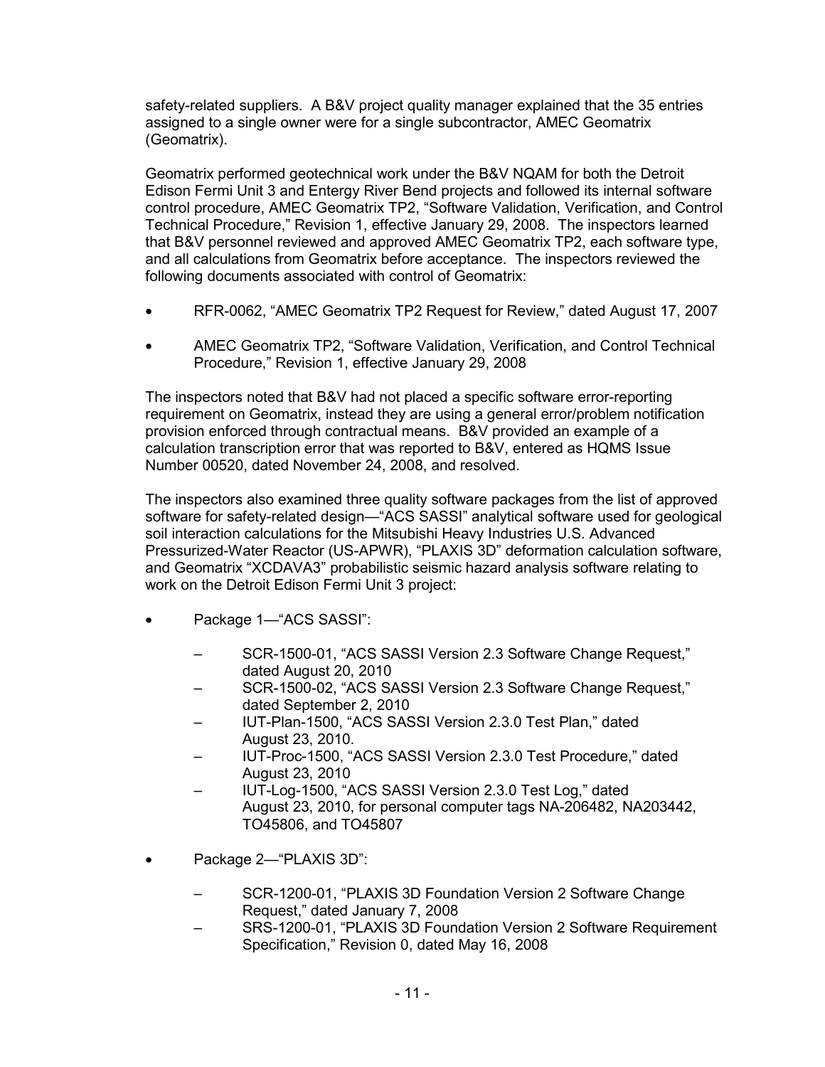safety-related suppliers. A B&V project quality manager explained that the 35 entries assigned to a single owner were for a single subcontractor, AMEC Geomatrix (Geomatrix).

Geomatrix performed geotechnical work under the B&V NQAM for both the Detroit Edison Fermi Unit 3 and Entergy River Bend projects and followed its internal software control procedure, AMEC Geomatrix TP2, "Software Validation, Verification, and Control Technical Procedure," Revision 1, effective January 29, 2008. The inspectors learned that B&V personnel reviewed and approved AMEC Geomatrix TP2, each software type, and all calculations from Geomatrix before acceptance. The inspectors reviewed the following documents associated with control of Geomatrix:

- RFR-0062, "AMEC Geomatrix TP2 Request for Review," dated August 17, 2007
- AMEC Geomatrix TP2, "Software Validation, Verification, and Control Technical Procedure," Revision 1, effective January 29, 2008

The inspectors noted that B&V had not placed a specific software error-reporting requirement on Geomatrix, instead they are using a general error/problem notification provision enforced through contractual means. B&V provided an example of a calculation transcription error that was reported to B&V, entered as HQMS Issue Number 00520, dated November 24, 2008, and resolved.

The inspectors also examined three quality software packages from the list of approved software for safety-related design—"ACS SASSI" analytical software used for geological soil interaction calculations for the Mitsubishi Heavy Industries U.S. Advanced Pressurized-Water Reactor (US-APWR), "PLAXIS 3D" deformation calculation software, and Geomatrix "XCDAVA3" probabilistic seismic hazard analysis software relating to work on the Detroit Edison Fermi Unit 3 project:

- Package 1—"ACS SASSI":
  - SCR-1500-01, "ACS SASSI Version 2.3 Software Change Request," dated August 20, 2010
  - SCR-1500-02, "ACS SASSI Version 2.3 Software Change Request," dated September 2, 2010
  - IUT-Plan-1500, "ACS SASSI Version 2.3.0 Test Plan," dated August 23, 2010.
  - IUT-Proc-1500, "ACS SASSI Version 2.3.0 Test Procedure," dated August 23, 2010
  - IUT-Log-1500, "ACS SASSI Version 2.3.0 Test Log," dated August 23, 2010, for personal computer tags NA-206482, NA203442, TO45806, and TO45807
- Package 2—"PLAXIS 3D":
  - SCR-1200-01, "PLAXIS 3D Foundation Version 2 Software Change Request," dated January 7, 2008
  - SRS-1200-01, "PLAXIS 3D Foundation Version 2 Software Requirement Specification," Revision 0, dated May 16, 2008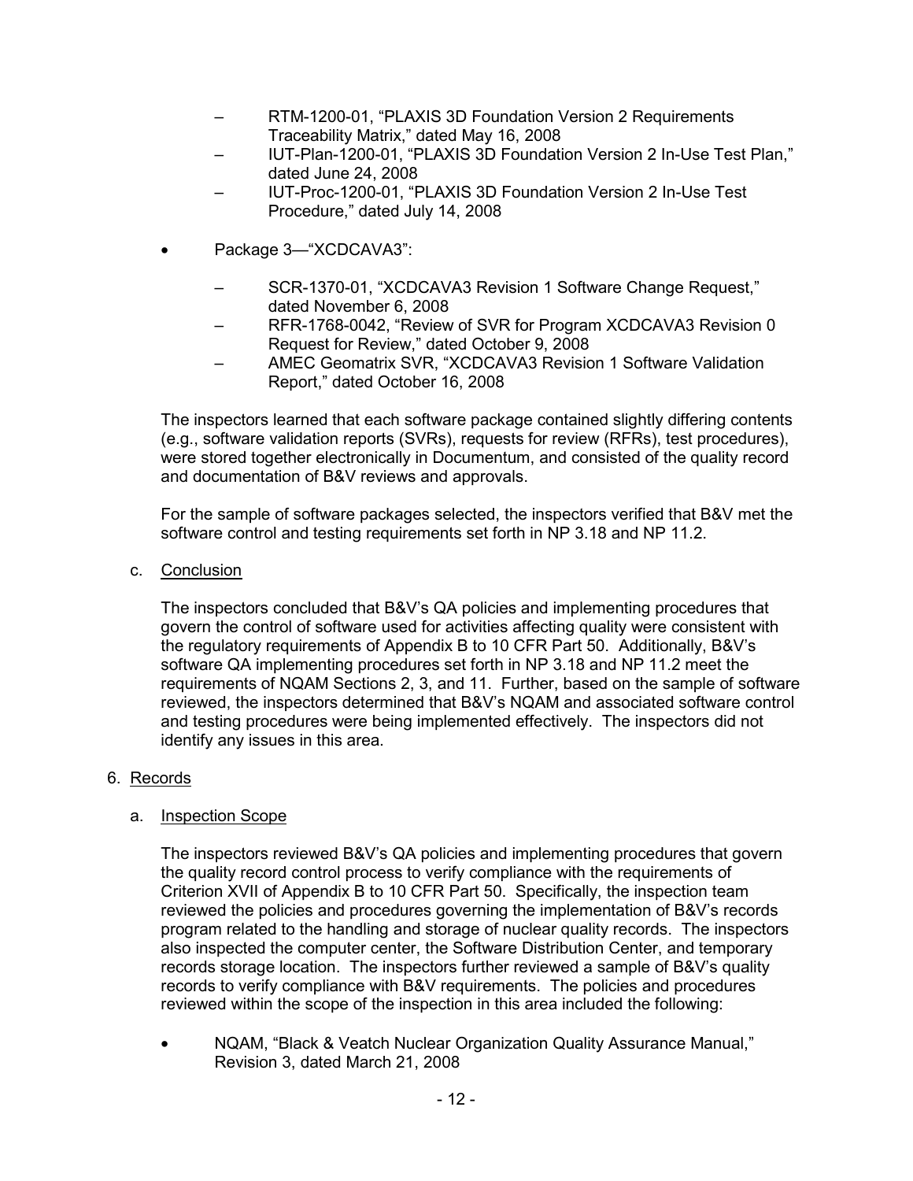- RTM-1200-01, "PLAXIS 3D Foundation Version 2 Requirements Traceability Matrix," dated May 16, 2008
  - IUT-Plan-1200-01, "PLAXIS 3D Foundation Version 2 In-Use Test Plan," dated June 24, 2008
  - IUT-Proc-1200-01, "PLAXIS 3D Foundation Version 2 In-Use Test Procedure," dated July 14, 2008

- Package 3—"XCDCAVA3":
  - SCR-1370-01, "XCDCAVA3 Revision 1 Software Change Request," dated November 6, 2008
  - RFR-1768-0042, "Review of SVR for Program XCDCAVA3 Revision 0 Request for Review," dated October 9, 2008
  - AMEC Geomatrix SVR, "XCDCAVA3 Revision 1 Software Validation Report," dated October 16, 2008

The inspectors learned that each software package contained slightly differing contents (e.g., software validation reports (SVRs), requests for review (RFRs), test procedures), were stored together electronically in Documentum, and consisted of the quality record and documentation of B&V reviews and approvals.

For the sample of software packages selected, the inspectors verified that B&V met the software control and testing requirements set forth in NP 3.18 and NP 11.2.

c. Conclusion

The inspectors concluded that B&V's QA policies and implementing procedures that govern the control of software used for activities affecting quality were consistent with the regulatory requirements of Appendix B to 10 CFR Part 50. Additionally, B&V's software QA implementing procedures set forth in NP 3.18 and NP 11.2 meet the requirements of NQAM Sections 2, 3, and 11. Further, based on the sample of software reviewed, the inspectors determined that B&V's NQAM and associated software control and testing procedures were being implemented effectively. The inspectors did not identify any issues in this area.

6. Records

a. Inspection Scope

The inspectors reviewed B&V's QA policies and implementing procedures that govern the quality record control process to verify compliance with the requirements of Criterion XVII of Appendix B to 10 CFR Part 50. Specifically, the inspection team reviewed the policies and procedures governing the implementation of B&V's records program related to the handling and storage of nuclear quality records. The inspectors also inspected the computer center, the Software Distribution Center, and temporary records storage location. The inspectors further reviewed a sample of B&V's quality records to verify compliance with B&V requirements. The policies and procedures reviewed within the scope of the inspection in this area included the following:

- NQAM, "Black & Veatch Nuclear Organization Quality Assurance Manual," Revision 3, dated March 21, 2008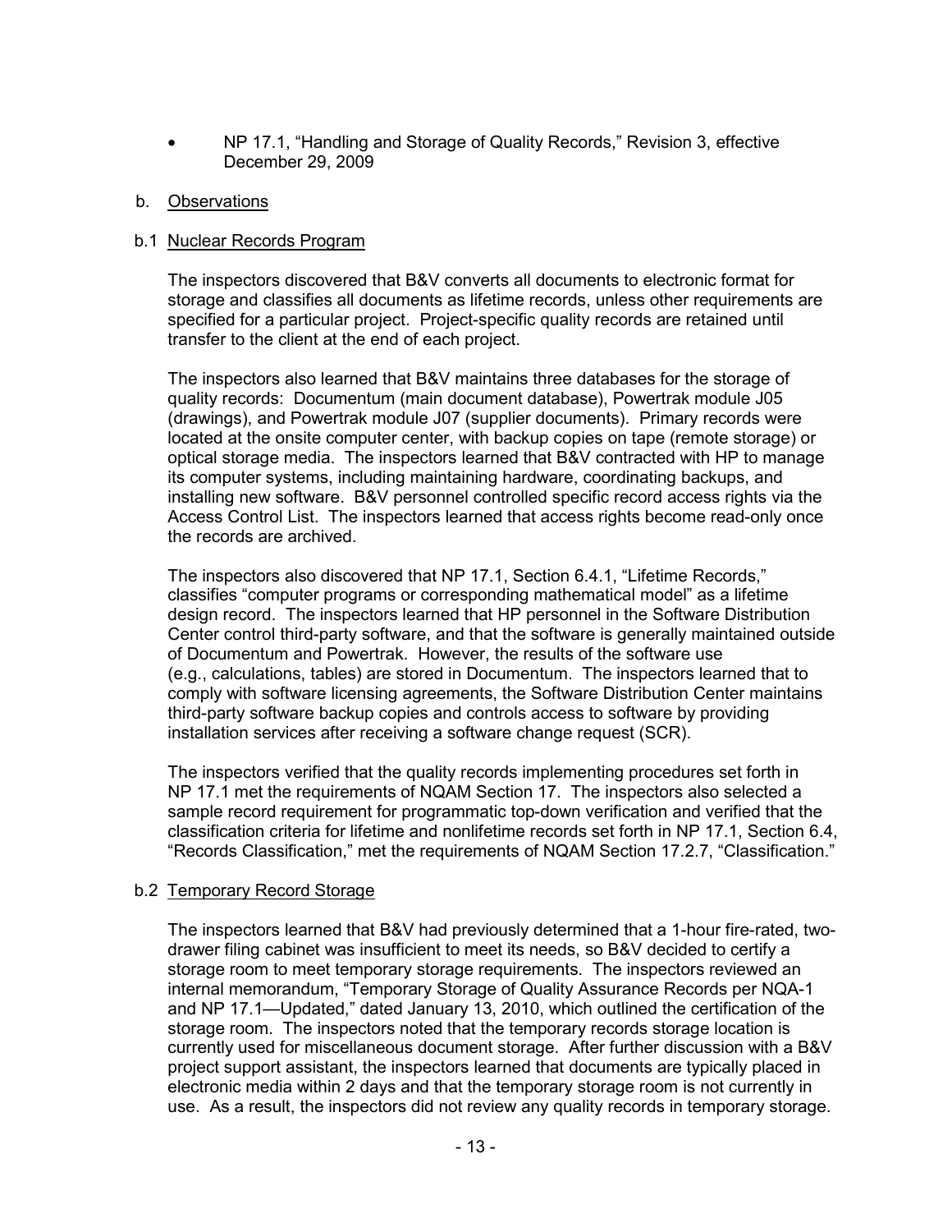- NP 17.1, "Handling and Storage of Quality Records," Revision 3, effective December 29, 2009

b. Observations

b.1 Nuclear Records Program

The inspectors discovered that B&V converts all documents to electronic format for storage and classifies all documents as lifetime records, unless other requirements are specified for a particular project. Project-specific quality records are retained until transfer to the client at the end of each project.

The inspectors also learned that B&V maintains three databases for the storage of quality records: Documentum (main document database), Powertrak module J05 (drawings), and Powertrak module J07 (supplier documents). Primary records were located at the onsite computer center, with backup copies on tape (remote storage) or optical storage media. The inspectors learned that B&V contracted with HP to manage its computer systems, including maintaining hardware, coordinating backups, and installing new software. B&V personnel controlled specific record access rights via the Access Control List. The inspectors learned that access rights become read-only once the records are archived.

The inspectors also discovered that NP 17.1, Section 6.4.1, "Lifetime Records," classifies "computer programs or corresponding mathematical model" as a lifetime design record. The inspectors learned that HP personnel in the Software Distribution Center control third-party software, and that the software is generally maintained outside of Documentum and Powertrak. However, the results of the software use (e.g., calculations, tables) are stored in Documentum. The inspectors learned that to comply with software licensing agreements, the Software Distribution Center maintains third-party software backup copies and controls access to software by providing installation services after receiving a software change request (SCR).

The inspectors verified that the quality records implementing procedures set forth in NP 17.1 met the requirements of NQAM Section 17. The inspectors also selected a sample record requirement for programmatic top-down verification and verified that the classification criteria for lifetime and nonlifetime records set forth in NP 17.1, Section 6.4, "Records Classification," met the requirements of NQAM Section 17.2.7, "Classification."

b.2 Temporary Record Storage

The inspectors learned that B&V had previously determined that a 1-hour fire-rated, two-drawer filing cabinet was insufficient to meet its needs, so B&V decided to certify a storage room to meet temporary storage requirements. The inspectors reviewed an internal memorandum, "Temporary Storage of Quality Assurance Records per NQA-1 and NP 17.1—Updated," dated January 13, 2010, which outlined the certification of the storage room. The inspectors noted that the temporary records storage location is currently used for miscellaneous document storage. After further discussion with a B&V project support assistant, the inspectors learned that documents are typically placed in electronic media within 2 days and that the temporary storage room is not currently in use. As a result, the inspectors did not review any quality records in temporary storage.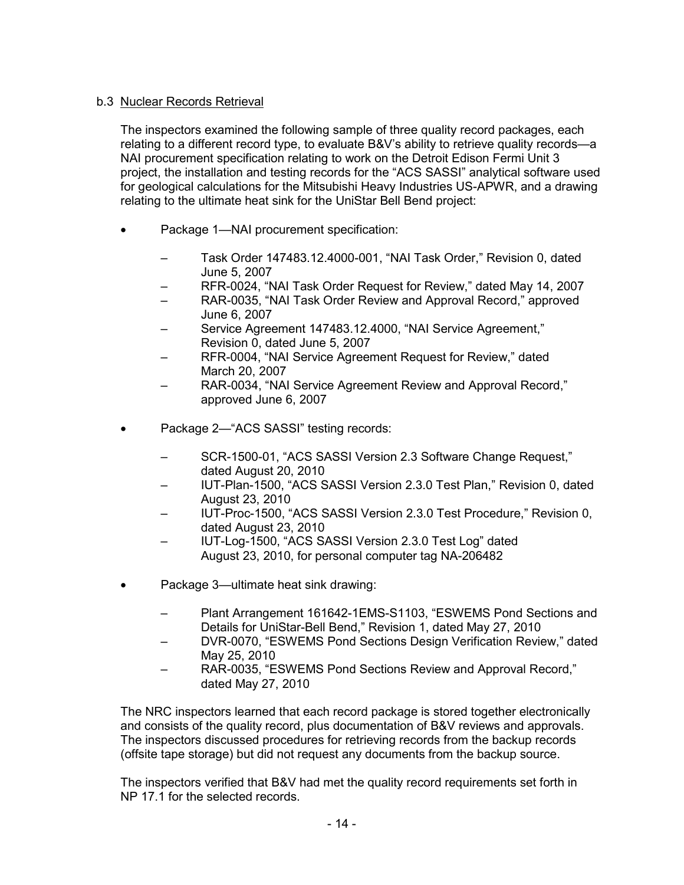b.3 Nuclear Records Retrieval

The inspectors examined the following sample of three quality record packages, each relating to a different record type, to evaluate B&V's ability to retrieve quality records—a NAI procurement specification relating to work on the Detroit Edison Fermi Unit 3 project, the installation and testing records for the "ACS SASSI" analytical software used for geological calculations for the Mitsubishi Heavy Industries US-APWR, and a drawing relating to the ultimate heat sink for the UniStar Bell Bend project:

- Package 1—NAI procurement specification:
  - Task Order 147483.12.4000-001, "NAI Task Order," Revision 0, dated June 5, 2007
  - RFR-0024, "NAI Task Order Request for Review," dated May 14, 2007
  - RAR-0035, "NAI Task Order Review and Approval Record," approved June 6, 2007
  - Service Agreement 147483.12.4000, "NAI Service Agreement," Revision 0, dated June 5, 2007
  - RFR-0004, "NAI Service Agreement Request for Review," dated March 20, 2007
  - RAR-0034, "NAI Service Agreement Review and Approval Record," approved June 6, 2007
- Package 2—"ACS SASSI" testing records:
  - SCR-1500-01, "ACS SASSI Version 2.3 Software Change Request," dated August 20, 2010
  - IUT-Plan-1500, "ACS SASSI Version 2.3.0 Test Plan," Revision 0, dated August 23, 2010
  - IUT-Proc-1500, "ACS SASSI Version 2.3.0 Test Procedure," Revision 0, dated August 23, 2010
  - IUT-Log-1500, "ACS SASSI Version 2.3.0 Test Log" dated August 23, 2010, for personal computer tag NA-206482
- Package 3—ultimate heat sink drawing:
  - Plant Arrangement 161642-1EMS-S1103, "ESWEMS Pond Sections and Details for UniStar-Bell Bend," Revision 1, dated May 27, 2010
  - DVR-0070, "ESWEMS Pond Sections Design Verification Review," dated May 25, 2010
  - RAR-0035, "ESWEMS Pond Sections Review and Approval Record," dated May 27, 2010

The NRC inspectors learned that each record package is stored together electronically and consists of the quality record, plus documentation of B&V reviews and approvals. The inspectors discussed procedures for retrieving records from the backup records (offsite tape storage) but did not request any documents from the backup source.

The inspectors verified that B&V had met the quality record requirements set forth in NP 17.1 for the selected records.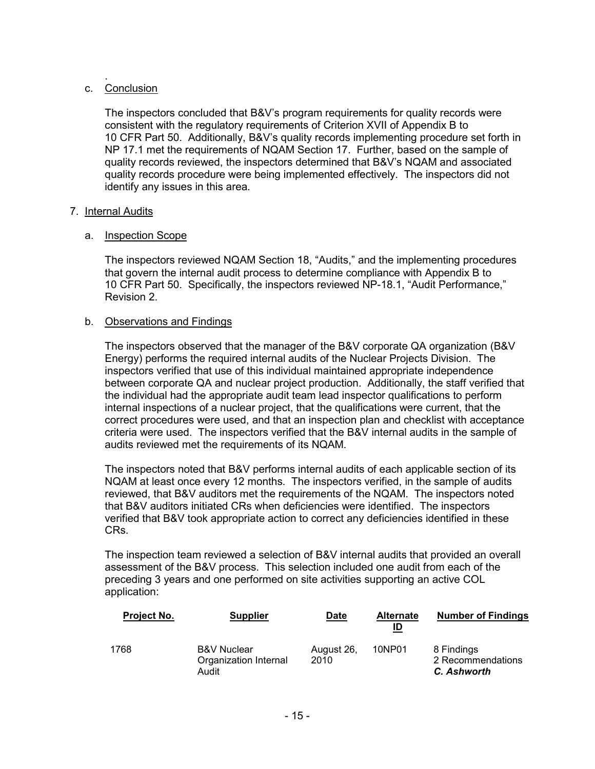.

c. Conclusion

The inspectors concluded that B&V's program requirements for quality records were consistent with the regulatory requirements of Criterion XVII of Appendix B to 10 CFR Part 50. Additionally, B&V's quality records implementing procedure set forth in NP 17.1 met the requirements of NQAM Section 17. Further, based on the sample of quality records reviewed, the inspectors determined that B&V's NQAM and associated quality records procedure were being implemented effectively. The inspectors did not identify any issues in this area.

7. Internal Audits

a. Inspection Scope

The inspectors reviewed NQAM Section 18, "Audits," and the implementing procedures that govern the internal audit process to determine compliance with Appendix B to 10 CFR Part 50. Specifically, the inspectors reviewed NP-18.1, "Audit Performance," Revision 2.

b. Observations and Findings

The inspectors observed that the manager of the B&V corporate QA organization (B&V Energy) performs the required internal audits of the Nuclear Projects Division. The inspectors verified that use of this individual maintained appropriate independence between corporate QA and nuclear project production. Additionally, the staff verified that the individual had the appropriate audit team lead inspector qualifications to perform internal inspections of a nuclear project, that the qualifications were current, that the correct procedures were used, and that an inspection plan and checklist with acceptance criteria were used. The inspectors verified that the B&V internal audits in the sample of audits reviewed met the requirements of its NQAM.

The inspectors noted that B&V performs internal audits of each applicable section of its NQAM at least once every 12 months. The inspectors verified, in the sample of audits reviewed, that B&V auditors met the requirements of the NQAM. The inspectors noted that B&V auditors initiated CRs when deficiencies were identified. The inspectors verified that B&V took appropriate action to correct any deficiencies identified in these CRs.

The inspection team reviewed a selection of B&V internal audits that provided an overall assessment of the B&V process. This selection included one audit from each of the preceding 3 years and one performed on site activities supporting an active COL application:

| Project No. | Supplier | Date | Alternate ID | Number of Findings |
|---|---|---|---|---|
| 1768 | B&V Nuclear Organization Internal Audit | August 26, 2010 | 10NP01 | 8 Findings<br>2 Recommendations<br>***C. Ashworth*** |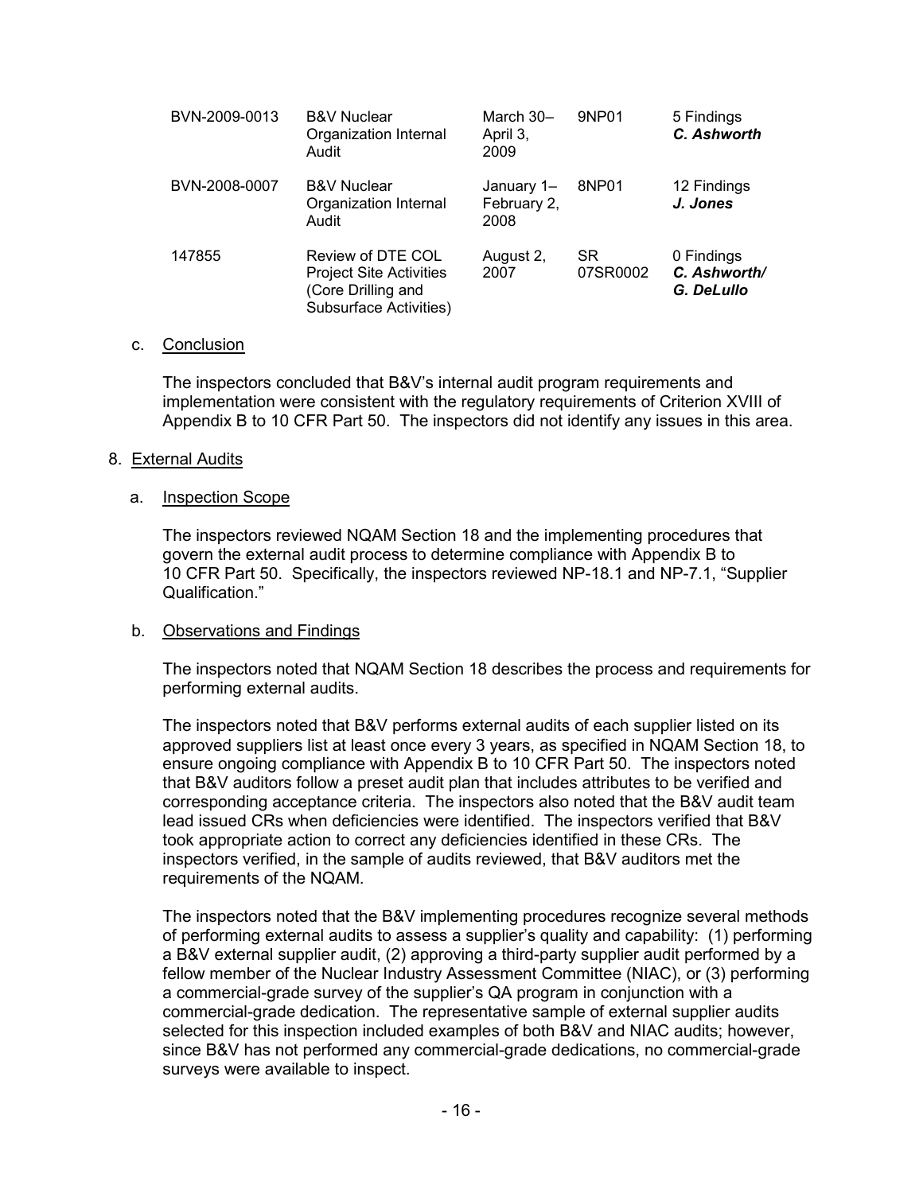| | | | | |
|---|---|---|---|---|
| BVN-2009-0013 | B&V Nuclear Organization Internal Audit | March 30–April 3, 2009 | 9NP01 | 5 Findings ***C. Ashworth*** |
| BVN-2008-0007 | B&V Nuclear Organization Internal Audit | January 1–February 2, 2008 | 8NP01 | 12 Findings ***J. Jones*** |
| 147855 | Review of DTE COL Project Site Activities (Core Drilling and Subsurface Activities) | August 2, 2007 | SR 07SR0002 | 0 Findings ***C. Ashworth/ G. DeLullo*** |

c. Conclusion

The inspectors concluded that B&V's internal audit program requirements and implementation were consistent with the regulatory requirements of Criterion XVIII of Appendix B to 10 CFR Part 50. The inspectors did not identify any issues in this area.

8. External Audits

a. Inspection Scope

The inspectors reviewed NQAM Section 18 and the implementing procedures that govern the external audit process to determine compliance with Appendix B to 10 CFR Part 50. Specifically, the inspectors reviewed NP-18.1 and NP-7.1, "Supplier Qualification."

b. Observations and Findings

The inspectors noted that NQAM Section 18 describes the process and requirements for performing external audits.

The inspectors noted that B&V performs external audits of each supplier listed on its approved suppliers list at least once every 3 years, as specified in NQAM Section 18, to ensure ongoing compliance with Appendix B to 10 CFR Part 50. The inspectors noted that B&V auditors follow a preset audit plan that includes attributes to be verified and corresponding acceptance criteria. The inspectors also noted that the B&V audit team lead issued CRs when deficiencies were identified. The inspectors verified that B&V took appropriate action to correct any deficiencies identified in these CRs. The inspectors verified, in the sample of audits reviewed, that B&V auditors met the requirements of the NQAM.

The inspectors noted that the B&V implementing procedures recognize several methods of performing external audits to assess a supplier's quality and capability: (1) performing a B&V external supplier audit, (2) approving a third-party supplier audit performed by a fellow member of the Nuclear Industry Assessment Committee (NIAC), or (3) performing a commercial-grade survey of the supplier's QA program in conjunction with a commercial-grade dedication. The representative sample of external supplier audits selected for this inspection included examples of both B&V and NIAC audits; however, since B&V has not performed any commercial-grade dedications, no commercial-grade surveys were available to inspect.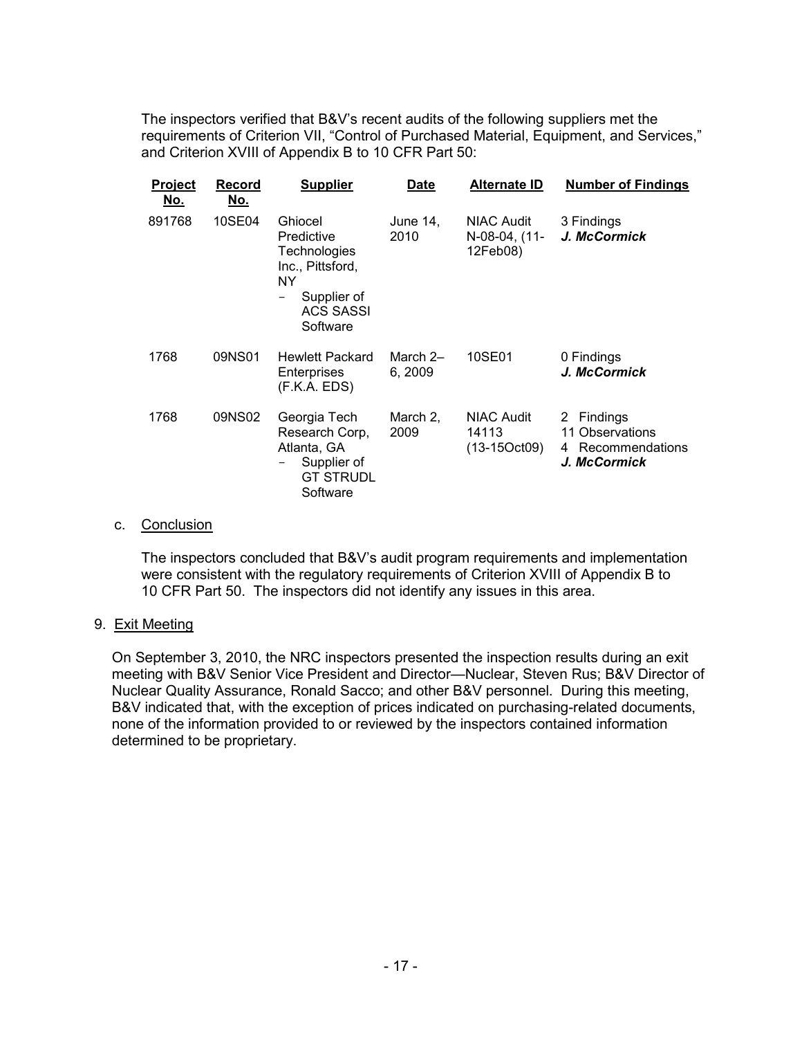The inspectors verified that B&V's recent audits of the following suppliers met the requirements of Criterion VII, "Control of Purchased Material, Equipment, and Services," and Criterion XVIII of Appendix B to 10 CFR Part 50:

| Project No. | Record No. | Supplier | Date | Alternate ID | Number of Findings |
|---|---|---|---|---|---|
| 891768 | 10SE04 | Ghiocel Predictive Technologies Inc., Pittsford, NY<br>- Supplier of ACS SASSI Software | June 14, 2010 | NIAC Audit N-08-04, (11-12Feb08) | 3 Findings<br>***J. McCormick*** |
| 1768 | 09NS01 | Hewlett Packard Enterprises (F.K.A. EDS) | March 2–6, 2009 | 10SE01 | 0 Findings<br>***J. McCormick*** |
| 1768 | 09NS02 | Georgia Tech Research Corp, Atlanta, GA<br>- Supplier of GT STRUDL Software | March 2, 2009 | NIAC Audit 14113 (13-15Oct09) | 2 Findings<br>11 Observations<br>4 Recommendations<br>***J. McCormick*** |

c. Conclusion

The inspectors concluded that B&V's audit program requirements and implementation were consistent with the regulatory requirements of Criterion XVIII of Appendix B to 10 CFR Part 50. The inspectors did not identify any issues in this area.

9. Exit Meeting

On September 3, 2010, the NRC inspectors presented the inspection results during an exit meeting with B&V Senior Vice President and Director—Nuclear, Steven Rus; B&V Director of Nuclear Quality Assurance, Ronald Sacco; and other B&V personnel. During this meeting, B&V indicated that, with the exception of prices indicated on purchasing-related documents, none of the information provided to or reviewed by the inspectors contained information determined to be proprietary.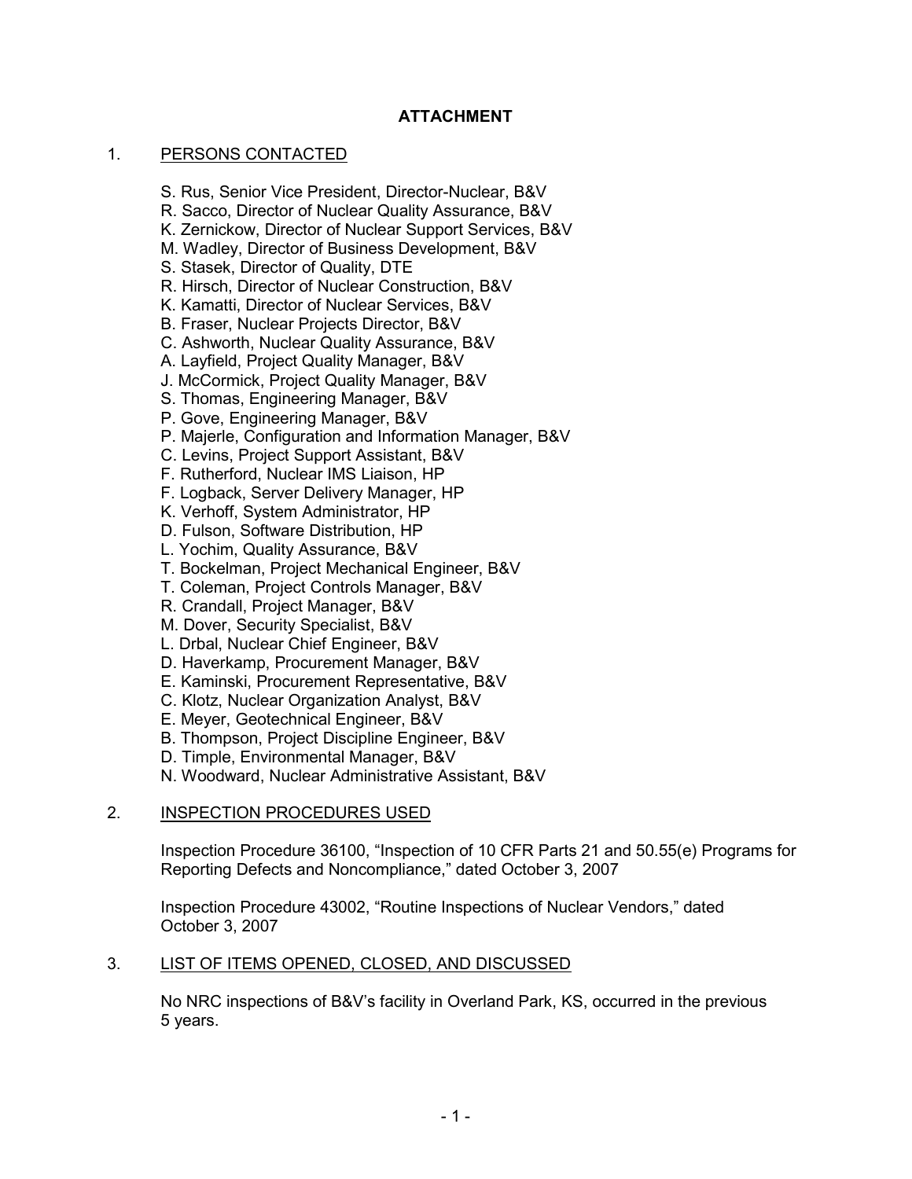# ATTACHMENT

## 1. PERSONS CONTACTED

S. Rus, Senior Vice President, Director-Nuclear, B&V
R. Sacco, Director of Nuclear Quality Assurance, B&V
K. Zernickow, Director of Nuclear Support Services, B&V
M. Wadley, Director of Business Development, B&V
S. Stasek, Director of Quality, DTE
R. Hirsch, Director of Nuclear Construction, B&V
K. Kamatti, Director of Nuclear Services, B&V
B. Fraser, Nuclear Projects Director, B&V
C. Ashworth, Nuclear Quality Assurance, B&V
A. Layfield, Project Quality Manager, B&V
J. McCormick, Project Quality Manager, B&V
S. Thomas, Engineering Manager, B&V
P. Gove, Engineering Manager, B&V
P. Majerle, Configuration and Information Manager, B&V
C. Levins, Project Support Assistant, B&V
F. Rutherford, Nuclear IMS Liaison, HP
F. Logback, Server Delivery Manager, HP
K. Verhoff, System Administrator, HP
D. Fulson, Software Distribution, HP
L. Yochim, Quality Assurance, B&V
T. Bockelman, Project Mechanical Engineer, B&V
T. Coleman, Project Controls Manager, B&V
R. Crandall, Project Manager, B&V
M. Dover, Security Specialist, B&V
L. Drbal, Nuclear Chief Engineer, B&V
D. Haverkamp, Procurement Manager, B&V
E. Kaminski, Procurement Representative, B&V
C. Klotz, Nuclear Organization Analyst, B&V
E. Meyer, Geotechnical Engineer, B&V
B. Thompson, Project Discipline Engineer, B&V
D. Timple, Environmental Manager, B&V
N. Woodward, Nuclear Administrative Assistant, B&V

## 2. INSPECTION PROCEDURES USED

Inspection Procedure 36100, "Inspection of 10 CFR Parts 21 and 50.55(e) Programs for Reporting Defects and Noncompliance," dated October 3, 2007

Inspection Procedure 43002, "Routine Inspections of Nuclear Vendors," dated October 3, 2007

## 3. LIST OF ITEMS OPENED, CLOSED, AND DISCUSSED

No NRC inspections of B&V's facility in Overland Park, KS, occurred in the previous 5 years.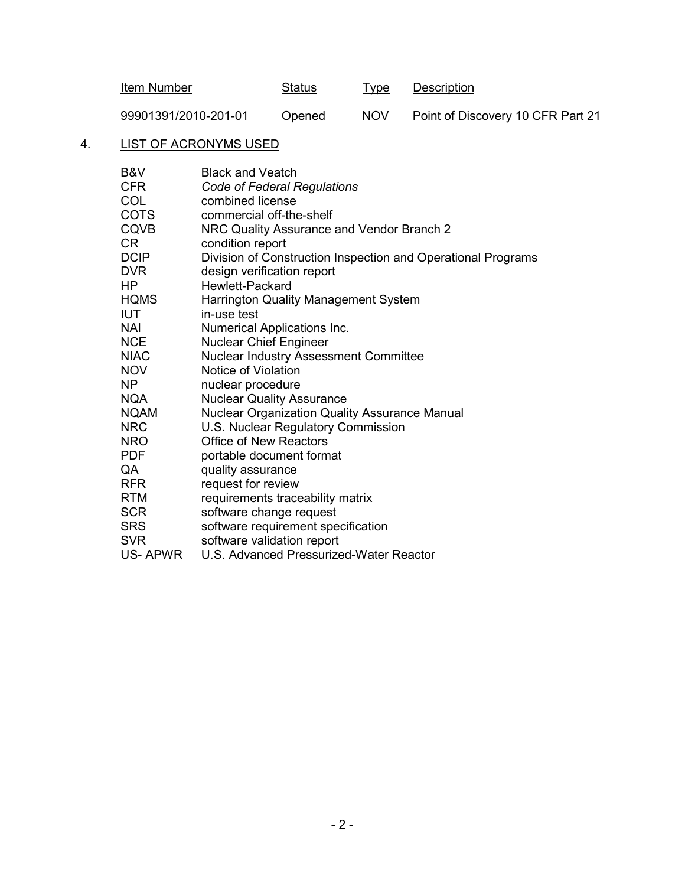| Item Number | Status | Type | Description |
|---|---|---|---|
| 99901391/2010-201-01 | Opened | NOV | Point of Discovery 10 CFR Part 21 |

## 4. LIST OF ACRONYMS USED

| | |
|---|---|
| B&V | Black and Veatch |
| CFR | *Code of Federal Regulations* |
| COL | combined license |
| COTS | commercial off-the-shelf |
| CQVB | NRC Quality Assurance and Vendor Branch 2 |
| CR | condition report |
| DCIP | Division of Construction Inspection and Operational Programs |
| DVR | design verification report |
| HP | Hewlett-Packard |
| HQMS | Harrington Quality Management System |
| IUT | in-use test |
| NAI | Numerical Applications Inc. |
| NCE | Nuclear Chief Engineer |
| NIAC | Nuclear Industry Assessment Committee |
| NOV | Notice of Violation |
| NP | nuclear procedure |
| NQA | Nuclear Quality Assurance |
| NQAM | Nuclear Organization Quality Assurance Manual |
| NRC | U.S. Nuclear Regulatory Commission |
| NRO | Office of New Reactors |
| PDF | portable document format |
| QA | quality assurance |
| RFR | request for review |
| RTM | requirements traceability matrix |
| SCR | software change request |
| SRS | software requirement specification |
| SVR | software validation report |
| US- APWR | U.S. Advanced Pressurized-Water Reactor |